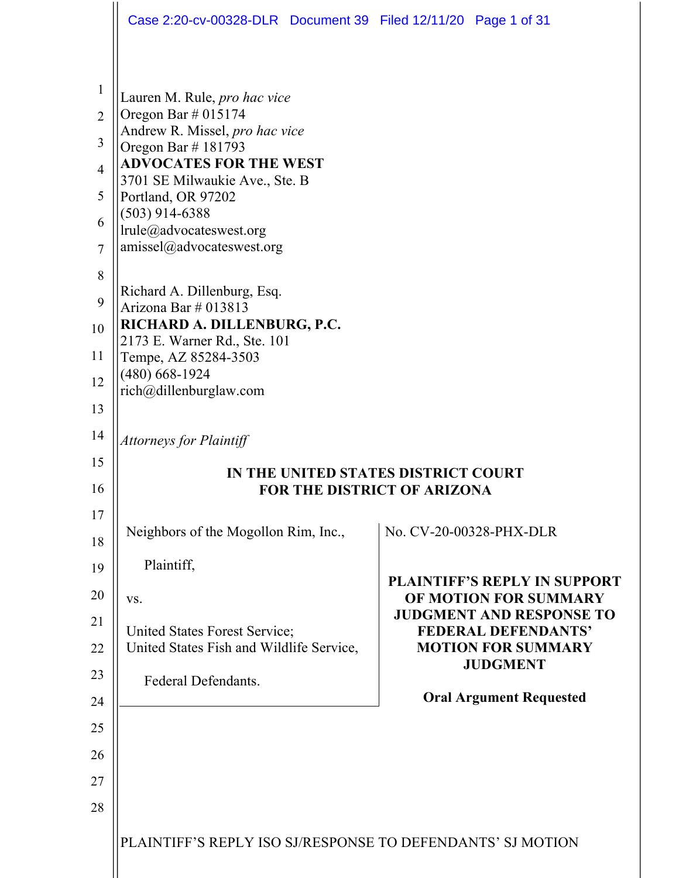Lauren M. Rule, *pro hac vice*
Oregon Bar # 015174
Andrew R. Missel, *pro hac vice*
Oregon Bar # 181793
**ADVOCATES FOR THE WEST**
3701 SE Milwaukie Ave., Ste. B
Portland, OR 97202
(503) 914-6388
lrule@advocateswest.org
amissel@advocateswest.org

Richard A. Dillenburg, Esq.
Arizona Bar # 013813
**RICHARD A. DILLENBURG, P.C.**
2173 E. Warner Rd., Ste. 101
Tempe, AZ 85284-3503
(480) 668-1924
rich@dillenburglaw.com

*Attorneys for Plaintiff*

**IN THE UNITED STATES DISTRICT COURT**
**FOR THE DISTRICT OF ARIZONA**

| | |
|---|---|
| Neighbors of the Mogollon Rim, Inc.,<br><br>Plaintiff,<br><br>vs.<br><br>United States Forest Service;<br>United States Fish and Wildlife Service,<br><br>Federal Defendants. | No. CV-20-00328-PHX-DLR<br><br>**PLAINTIFF'S REPLY IN SUPPORT OF MOTION FOR SUMMARY JUDGMENT AND RESPONSE TO FEDERAL DEFENDANTS' MOTION FOR SUMMARY JUDGMENT**<br><br>**Oral Argument Requested** |

PLAINTIFF'S REPLY ISO SJ/RESPONSE TO DEFENDANTS' SJ MOTION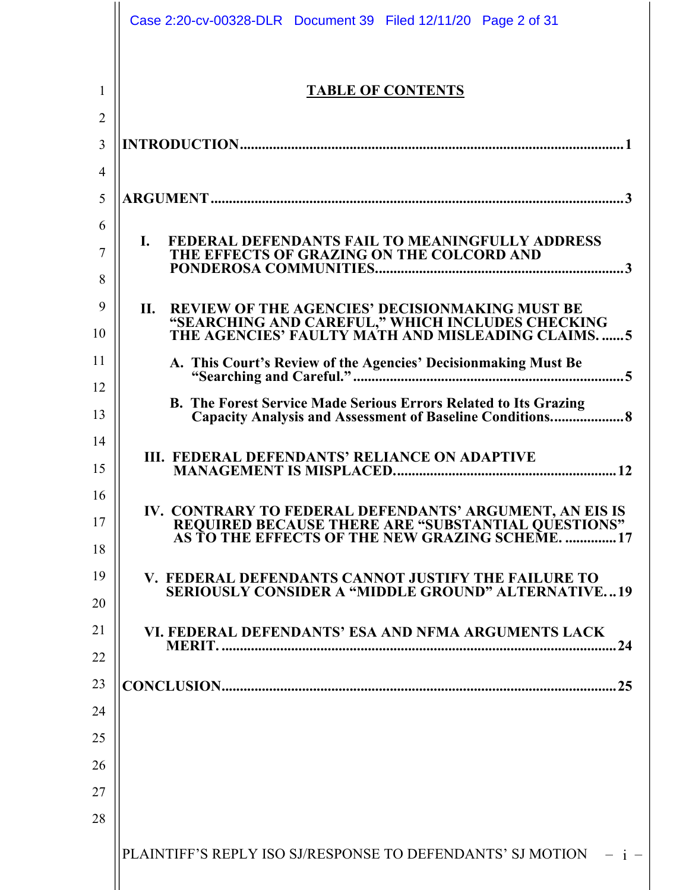# TABLE OF CONTENTS

**INTRODUCTION** .......... 1

**ARGUMENT** .......... 3

**I. FEDERAL DEFENDANTS FAIL TO MEANINGFULLY ADDRESS THE EFFECTS OF GRAZING ON THE COLCORD AND PONDEROSA COMMUNITIES** .......... 3

**II. REVIEW OF THE AGENCIES' DECISIONMAKING MUST BE "SEARCHING AND CAREFUL," WHICH INCLUDES CHECKING THE AGENCIES' FAULTY MATH AND MISLEADING CLAIMS.** .......... 5

**A. This Court's Review of the Agencies' Decisionmaking Must Be "Searching and Careful."** .......... 5

**B. The Forest Service Made Serious Errors Related to Its Grazing Capacity Analysis and Assessment of Baseline Conditions** .......... 8

**III. FEDERAL DEFENDANTS' RELIANCE ON ADAPTIVE MANAGEMENT IS MISPLACED** .......... 12

**IV. CONTRARY TO FEDERAL DEFENDANTS' ARGUMENT, AN EIS IS REQUIRED BECAUSE THERE ARE "SUBSTANTIAL QUESTIONS" AS TO THE EFFECTS OF THE NEW GRAZING SCHEME.** .......... 17

**V. FEDERAL DEFENDANTS CANNOT JUSTIFY THE FAILURE TO SERIOUSLY CONSIDER A "MIDDLE GROUND" ALTERNATIVE** .......... 19

**VI. FEDERAL DEFENDANTS' ESA AND NFMA ARGUMENTS LACK MERIT.** .......... 24

**CONCLUSION** .......... 25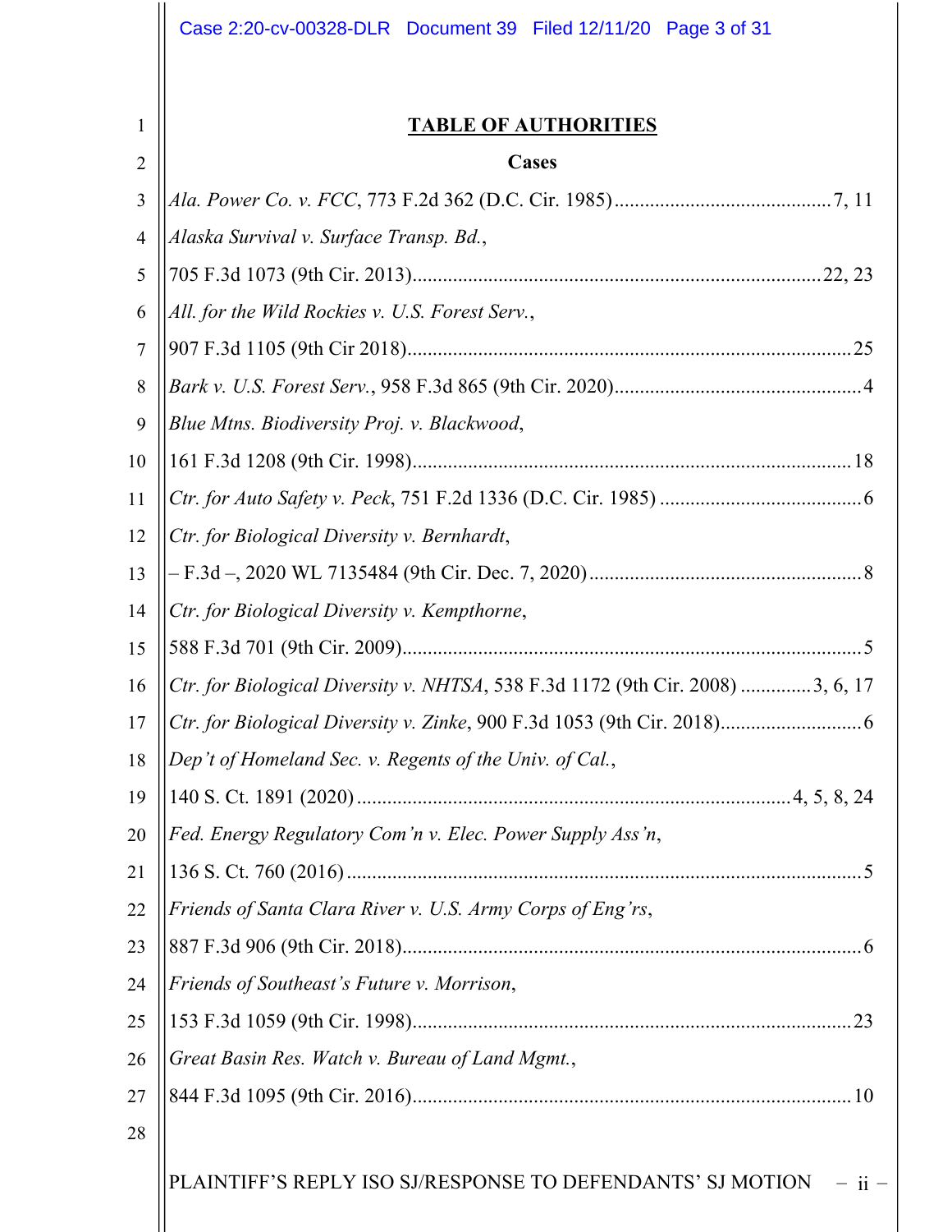## TABLE OF AUTHORITIES

### Cases

*Ala. Power Co. v. FCC*, 773 F.2d 362 (D.C. Cir. 1985) .......... 7, 11

*Alaska Survival v. Surface Transp. Bd.*, 705 F.3d 1073 (9th Cir. 2013) .......... 22, 23

*All. for the Wild Rockies v. U.S. Forest Serv.*, 907 F.3d 1105 (9th Cir 2018) .......... 25

*Bark v. U.S. Forest Serv.*, 958 F.3d 865 (9th Cir. 2020) .......... 4

*Blue Mtns. Biodiversity Proj. v. Blackwood*, 161 F.3d 1208 (9th Cir. 1998) .......... 18

*Ctr. for Auto Safety v. Peck*, 751 F.2d 1336 (D.C. Cir. 1985) .......... 6

*Ctr. for Biological Diversity v. Bernhardt*, – F.3d –, 2020 WL 7135484 (9th Cir. Dec. 7, 2020) .......... 8

*Ctr. for Biological Diversity v. Kempthorne*, 588 F.3d 701 (9th Cir. 2009) .......... 5

*Ctr. for Biological Diversity v. NHTSA*, 538 F.3d 1172 (9th Cir. 2008) .......... 3, 6, 17

*Ctr. for Biological Diversity v. Zinke*, 900 F.3d 1053 (9th Cir. 2018) .......... 6

*Dep't of Homeland Sec. v. Regents of the Univ. of Cal.*, 140 S. Ct. 1891 (2020) .......... 4, 5, 8, 24

*Fed. Energy Regulatory Com'n v. Elec. Power Supply Ass'n*, 136 S. Ct. 760 (2016) .......... 5

*Friends of Santa Clara River v. U.S. Army Corps of Eng'rs*, 887 F.3d 906 (9th Cir. 2018) .......... 6

*Friends of Southeast's Future v. Morrison*, 153 F.3d 1059 (9th Cir. 1998) .......... 23

*Great Basin Res. Watch v. Bureau of Land Mgmt.*, 844 F.3d 1095 (9th Cir. 2016) .......... 10

PLAINTIFF'S REPLY ISO SJ/RESPONSE TO DEFENDANTS' SJ MOTION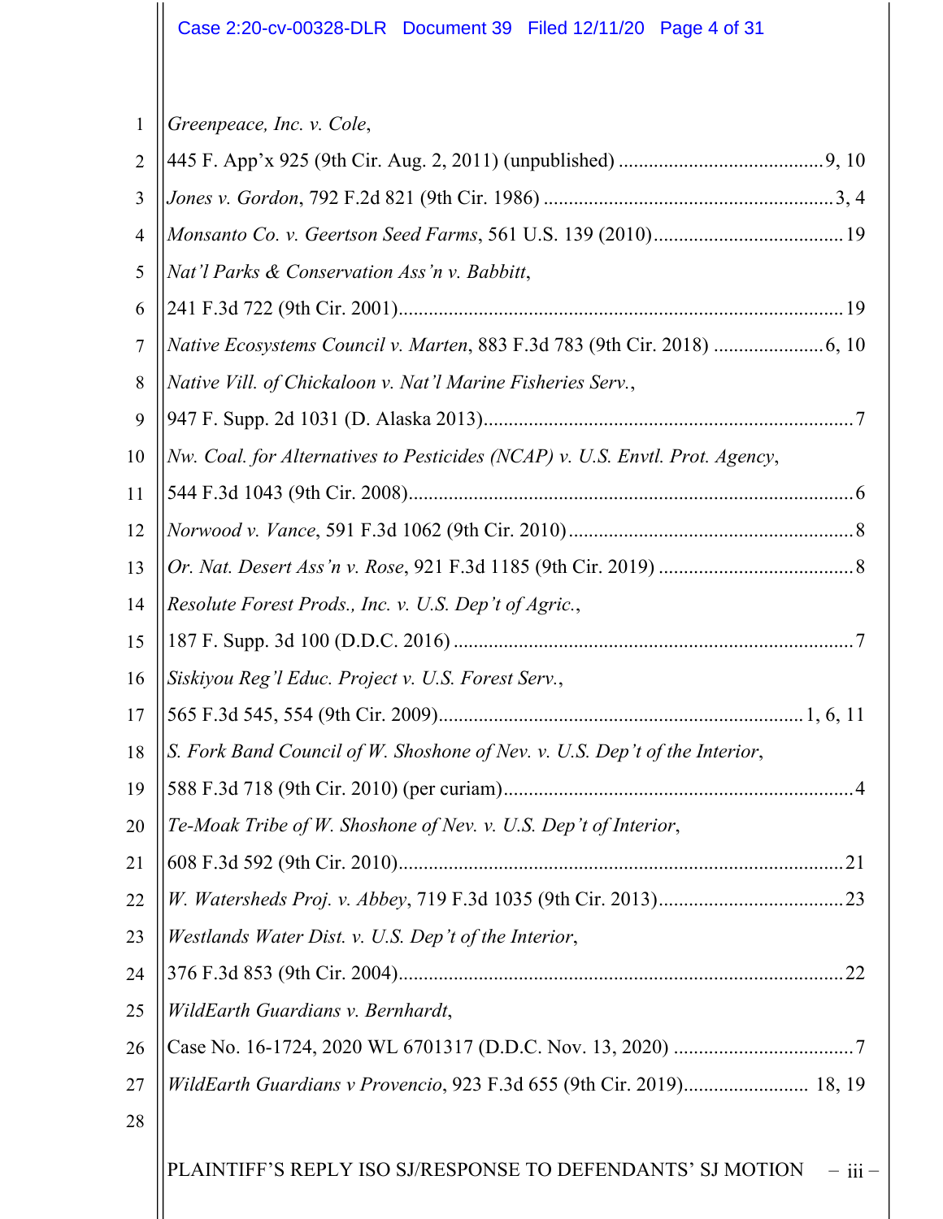*Greenpeace, Inc. v. Cole*,

445 F. App'x 925 (9th Cir. Aug. 2, 2011) (unpublished) ........................................ 9, 10

*Jones v. Gordon*, 792 F.2d 821 (9th Cir. 1986) ......................................................... 3, 4

*Monsanto Co. v. Geertson Seed Farms*, 561 U.S. 139 (2010)...................................... 19

*Nat'l Parks & Conservation Ass'n v. Babbitt*,

241 F.3d 722 (9th Cir. 2001)......................................................................................... 19

*Native Ecosystems Council v. Marten*, 883 F.3d 783 (9th Cir. 2018) ...................... 6, 10

*Native Vill. of Chickaloon v. Nat'l Marine Fisheries Serv.*,

947 F. Supp. 2d 1031 (D. Alaska 2013)......................................................................... 7

*Nw. Coal. for Alternatives to Pesticides (NCAP) v. U.S. Envtl. Prot. Agency*,

544 F.3d 1043 (9th Cir. 2008)......................................................................................... 6

*Norwood v. Vance*, 591 F.3d 1062 (9th Cir. 2010)......................................................... 8

*Or. Nat. Desert Ass'n v. Rose*, 921 F.3d 1185 (9th Cir. 2019) ....................................... 8

*Resolute Forest Prods., Inc. v. U.S. Dep't of Agric.*,

187 F. Supp. 3d 100 (D.D.C. 2016) ............................................................................... 7

*Siskiyou Reg'l Educ. Project v. U.S. Forest Serv.*,

565 F.3d 545, 554 (9th Cir. 2009)...................................................................... 1, 6, 11

*S. Fork Band Council of W. Shoshone of Nev. v. U.S. Dep't of the Interior*,

588 F.3d 718 (9th Cir. 2010) (per curiam)..................................................................... 4

*Te-Moak Tribe of W. Shoshone of Nev. v. U.S. Dep't of Interior*,

608 F.3d 592 (9th Cir. 2010)......................................................................................... 21

*W. Watersheds Proj. v. Abbey*, 719 F.3d 1035 (9th Cir. 2013)..................................... 23

*Westlands Water Dist. v. U.S. Dep't of the Interior*,

376 F.3d 853 (9th Cir. 2004)......................................................................................... 22

*WildEarth Guardians v. Bernhardt*,

Case No. 16-1724, 2020 WL 6701317 (D.D.C. Nov. 13, 2020) ................................... 7

*WildEarth Guardians v Provencio*, 923 F.3d 655 (9th Cir. 2019)......................... 18, 19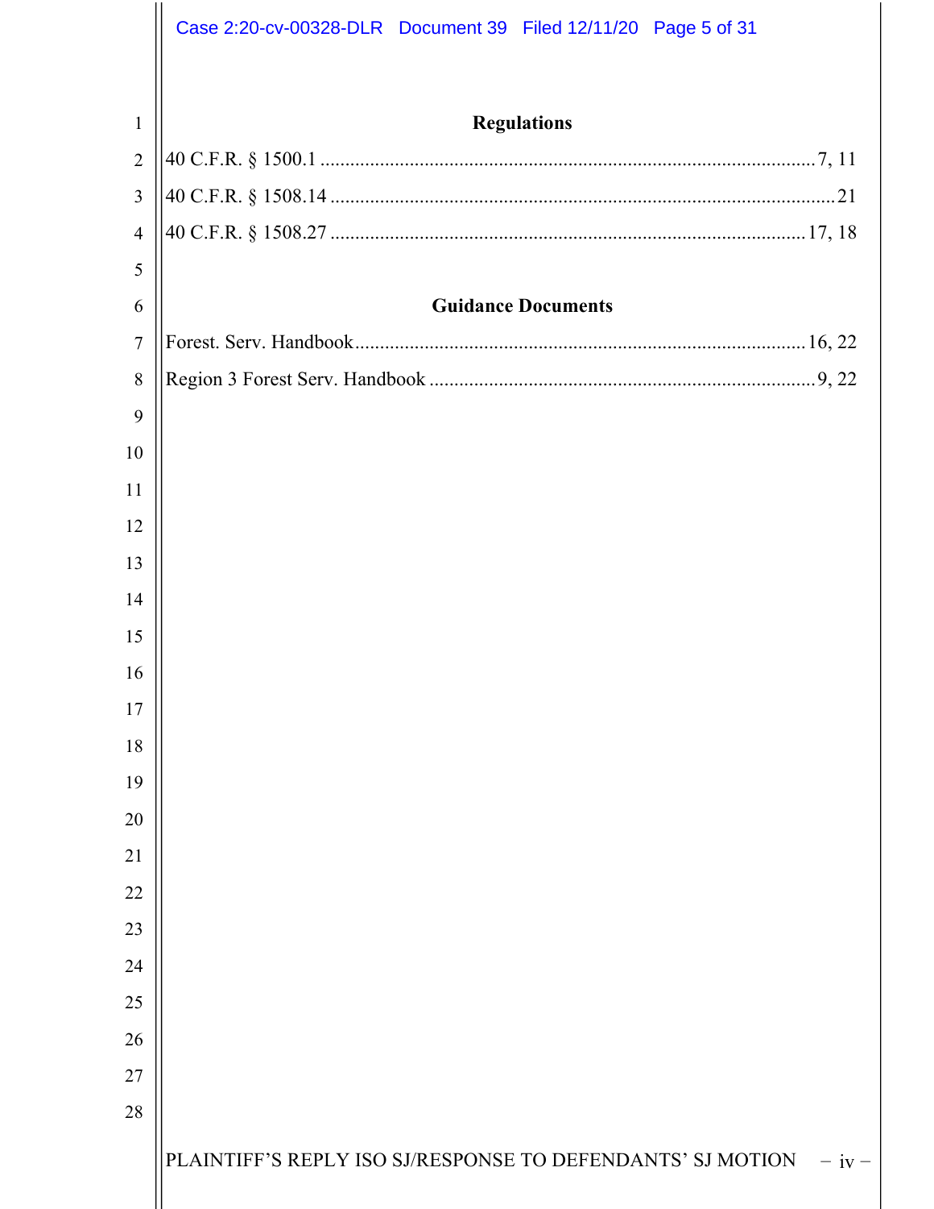### Regulations

40 C.F.R. § 1500.1 .................................................................................................. 7, 11

40 C.F.R. § 1508.14 .................................................................................................. 21

40 C.F.R. § 1508.27 .................................................................................................. 17, 18

### Guidance Documents

Forest. Serv. Handbook.............................................................................................. 16, 22

Region 3 Forest Serv. Handbook ............................................................................... 9, 22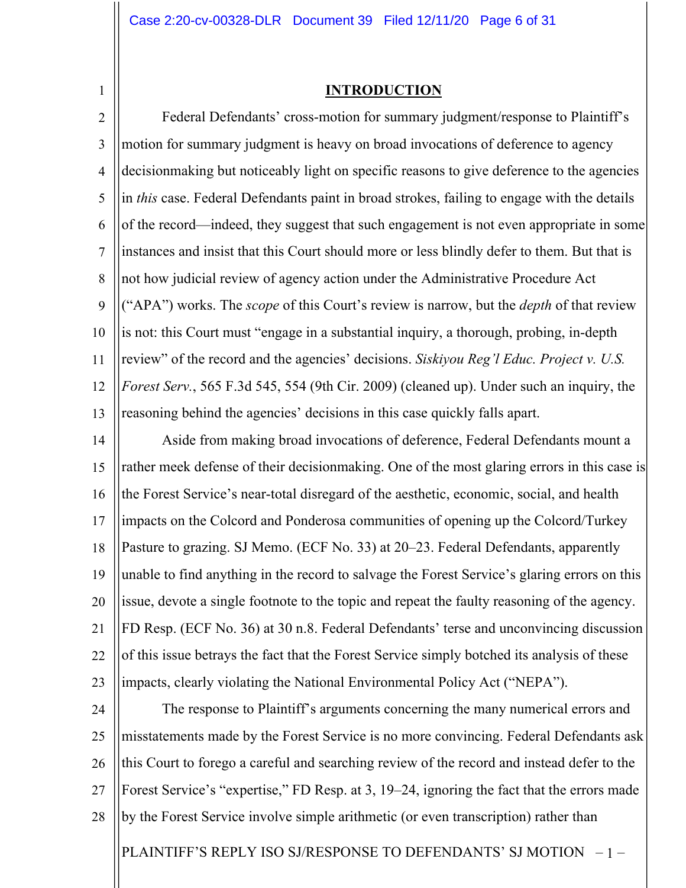## INTRODUCTION

Federal Defendants' cross-motion for summary judgment/response to Plaintiff's motion for summary judgment is heavy on broad invocations of deference to agency decisionmaking but noticeably light on specific reasons to give deference to the agencies in *this* case. Federal Defendants paint in broad strokes, failing to engage with the details of the record—indeed, they suggest that such engagement is not even appropriate in some instances and insist that this Court should more or less blindly defer to them. But that is not how judicial review of agency action under the Administrative Procedure Act ("APA") works. The *scope* of this Court's review is narrow, but the *depth* of that review is not: this Court must "engage in a substantial inquiry, a thorough, probing, in-depth review" of the record and the agencies' decisions. *Siskiyou Reg'l Educ. Project v. U.S. Forest Serv.*, 565 F.3d 545, 554 (9th Cir. 2009) (cleaned up). Under such an inquiry, the reasoning behind the agencies' decisions in this case quickly falls apart.

Aside from making broad invocations of deference, Federal Defendants mount a rather meek defense of their decisionmaking. One of the most glaring errors in this case is the Forest Service's near-total disregard of the aesthetic, economic, social, and health impacts on the Colcord and Ponderosa communities of opening up the Colcord/Turkey Pasture to grazing. SJ Memo. (ECF No. 33) at 20–23. Federal Defendants, apparently unable to find anything in the record to salvage the Forest Service's glaring errors on this issue, devote a single footnote to the topic and repeat the faulty reasoning of the agency. FD Resp. (ECF No. 36) at 30 n.8. Federal Defendants' terse and unconvincing discussion of this issue betrays the fact that the Forest Service simply botched its analysis of these impacts, clearly violating the National Environmental Policy Act ("NEPA").

The response to Plaintiff's arguments concerning the many numerical errors and misstatements made by the Forest Service is no more convincing. Federal Defendants ask this Court to forego a careful and searching review of the record and instead defer to the Forest Service's "expertise," FD Resp. at 3, 19–24, ignoring the fact that the errors made by the Forest Service involve simple arithmetic (or even transcription) rather than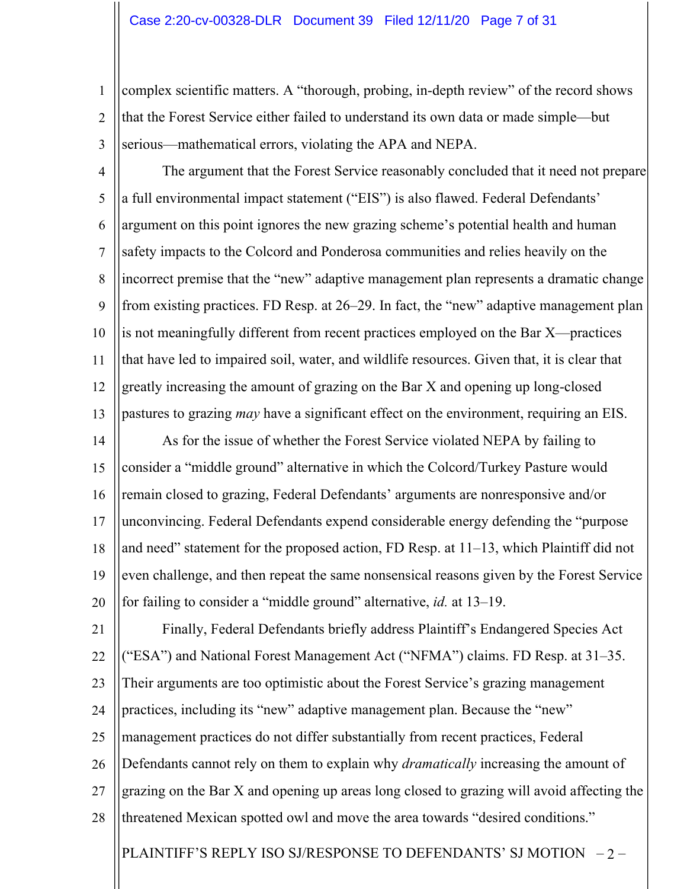complex scientific matters. A "thorough, probing, in-depth review" of the record shows that the Forest Service either failed to understand its own data or made simple—but serious—mathematical errors, violating the APA and NEPA.

The argument that the Forest Service reasonably concluded that it need not prepare a full environmental impact statement ("EIS") is also flawed. Federal Defendants' argument on this point ignores the new grazing scheme's potential health and human safety impacts to the Colcord and Ponderosa communities and relies heavily on the incorrect premise that the "new" adaptive management plan represents a dramatic change from existing practices. FD Resp. at 26–29. In fact, the "new" adaptive management plan is not meaningfully different from recent practices employed on the Bar X—practices that have led to impaired soil, water, and wildlife resources. Given that, it is clear that greatly increasing the amount of grazing on the Bar X and opening up long-closed pastures to grazing *may* have a significant effect on the environment, requiring an EIS.

As for the issue of whether the Forest Service violated NEPA by failing to consider a "middle ground" alternative in which the Colcord/Turkey Pasture would remain closed to grazing, Federal Defendants' arguments are nonresponsive and/or unconvincing. Federal Defendants expend considerable energy defending the "purpose and need" statement for the proposed action, FD Resp. at 11–13, which Plaintiff did not even challenge, and then repeat the same nonsensical reasons given by the Forest Service for failing to consider a "middle ground" alternative, *id.* at 13–19.

Finally, Federal Defendants briefly address Plaintiff's Endangered Species Act ("ESA") and National Forest Management Act ("NFMA") claims. FD Resp. at 31–35. Their arguments are too optimistic about the Forest Service's grazing management practices, including its "new" adaptive management plan. Because the "new" management practices do not differ substantially from recent practices, Federal Defendants cannot rely on them to explain why *dramatically* increasing the amount of grazing on the Bar X and opening up areas long closed to grazing will avoid affecting the threatened Mexican spotted owl and move the area towards "desired conditions."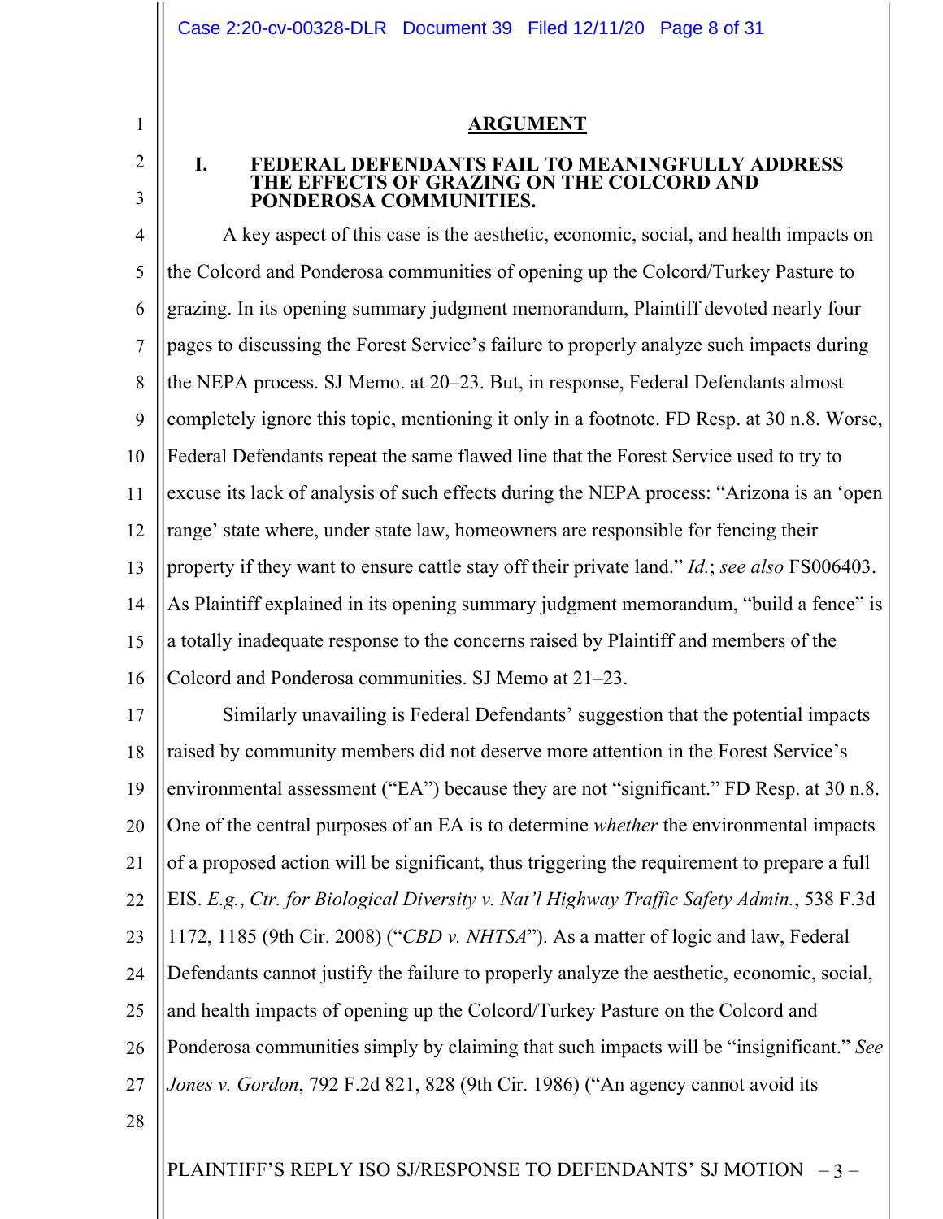## ARGUMENT

### I. FEDERAL DEFENDANTS FAIL TO MEANINGFULLY ADDRESS THE EFFECTS OF GRAZING ON THE COLCORD AND PONDEROSA COMMUNITIES.

A key aspect of this case is the aesthetic, economic, social, and health impacts on the Colcord and Ponderosa communities of opening up the Colcord/Turkey Pasture to grazing. In its opening summary judgment memorandum, Plaintiff devoted nearly four pages to discussing the Forest Service's failure to properly analyze such impacts during the NEPA process. SJ Memo. at 20–23. But, in response, Federal Defendants almost completely ignore this topic, mentioning it only in a footnote. FD Resp. at 30 n.8. Worse, Federal Defendants repeat the same flawed line that the Forest Service used to try to excuse its lack of analysis of such effects during the NEPA process: "Arizona is an 'open range' state where, under state law, homeowners are responsible for fencing their property if they want to ensure cattle stay off their private land." *Id.*; *see also* FS006403. As Plaintiff explained in its opening summary judgment memorandum, "build a fence" is a totally inadequate response to the concerns raised by Plaintiff and members of the Colcord and Ponderosa communities. SJ Memo at 21–23.

Similarly unavailing is Federal Defendants' suggestion that the potential impacts raised by community members did not deserve more attention in the Forest Service's environmental assessment ("EA") because they are not "significant." FD Resp. at 30 n.8. One of the central purposes of an EA is to determine *whether* the environmental impacts of a proposed action will be significant, thus triggering the requirement to prepare a full EIS. *E.g.*, *Ctr. for Biological Diversity v. Nat'l Highway Traffic Safety Admin.*, 538 F.3d 1172, 1185 (9th Cir. 2008) ("*CBD v. NHTSA*"). As a matter of logic and law, Federal Defendants cannot justify the failure to properly analyze the aesthetic, economic, social, and health impacts of opening up the Colcord/Turkey Pasture on the Colcord and Ponderosa communities simply by claiming that such impacts will be "insignificant." *See Jones v. Gordon*, 792 F.2d 821, 828 (9th Cir. 1986) ("An agency cannot avoid its

PLAINTIFF'S REPLY ISO SJ/RESPONSE TO DEFENDANTS' SJ MOTION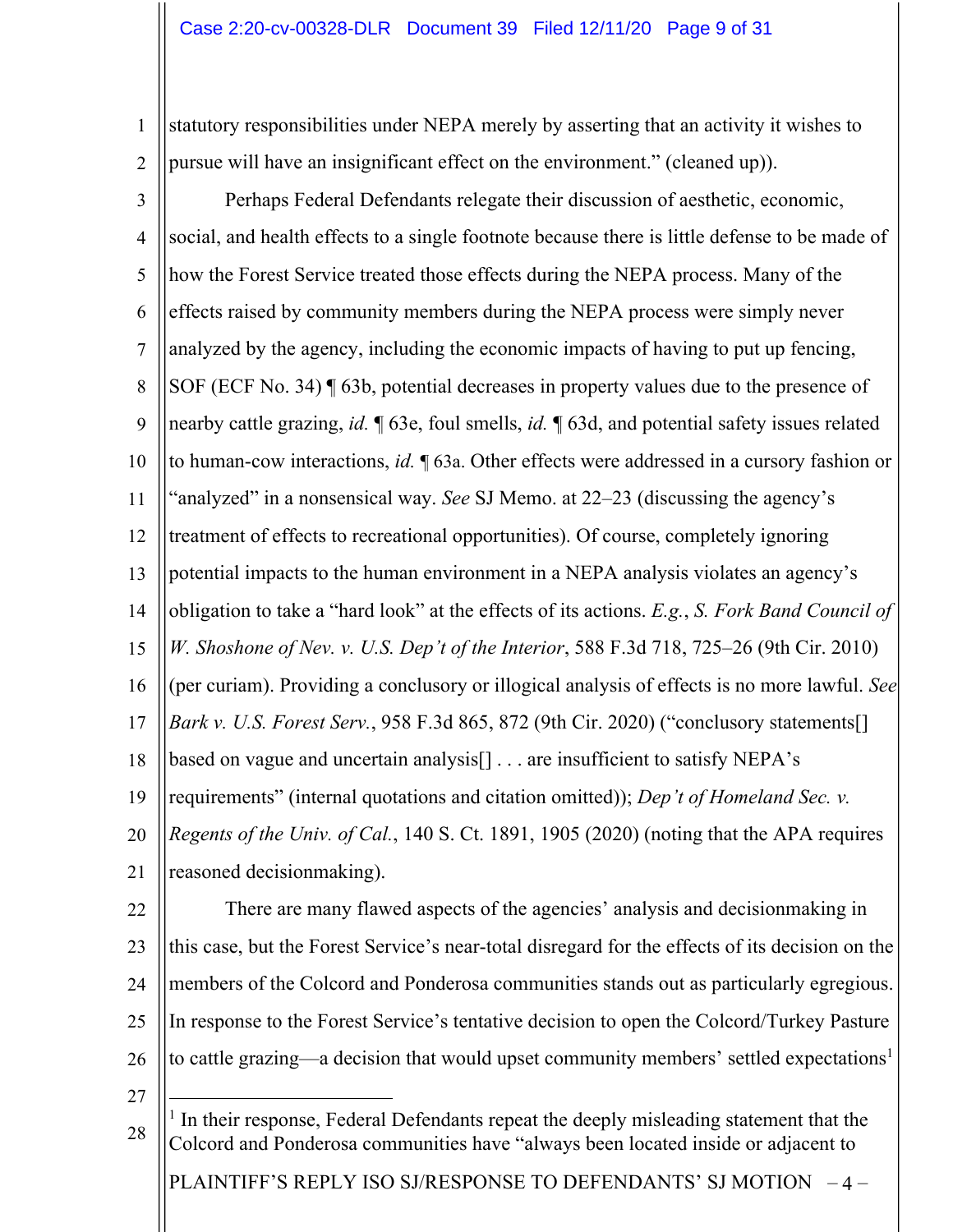statutory responsibilities under NEPA merely by asserting that an activity it wishes to pursue will have an insignificant effect on the environment." (cleaned up)).

Perhaps Federal Defendants relegate their discussion of aesthetic, economic, social, and health effects to a single footnote because there is little defense to be made of how the Forest Service treated those effects during the NEPA process. Many of the effects raised by community members during the NEPA process were simply never analyzed by the agency, including the economic impacts of having to put up fencing, SOF (ECF No. 34) ¶ 63b, potential decreases in property values due to the presence of nearby cattle grazing, *id.* ¶ 63e, foul smells, *id.* ¶ 63d, and potential safety issues related to human-cow interactions, *id.* ¶ 63a. Other effects were addressed in a cursory fashion or "analyzed" in a nonsensical way. *See* SJ Memo. at 22–23 (discussing the agency's treatment of effects to recreational opportunities). Of course, completely ignoring potential impacts to the human environment in a NEPA analysis violates an agency's obligation to take a "hard look" at the effects of its actions. *E.g.*, *S. Fork Band Council of W. Shoshone of Nev. v. U.S. Dep't of the Interior*, 588 F.3d 718, 725–26 (9th Cir. 2010) (per curiam). Providing a conclusory or illogical analysis of effects is no more lawful. *See Bark v. U.S. Forest Serv.*, 958 F.3d 865, 872 (9th Cir. 2020) ("conclusory statements[] based on vague and uncertain analysis[] . . . are insufficient to satisfy NEPA's requirements" (internal quotations and citation omitted)); *Dep't of Homeland Sec. v. Regents of the Univ. of Cal.*, 140 S. Ct. 1891, 1905 (2020) (noting that the APA requires reasoned decisionmaking).

There are many flawed aspects of the agencies' analysis and decisionmaking in this case, but the Forest Service's near-total disregard for the effects of its decision on the members of the Colcord and Ponderosa communities stands out as particularly egregious. In response to the Forest Service's tentative decision to open the Colcord/Turkey Pasture to cattle grazing—a decision that would upset community members' settled expectations[1]

---

[1] In their response, Federal Defendants repeat the deeply misleading statement that the Colcord and Ponderosa communities have "always been located inside or adjacent to

PLAINTIFF'S REPLY ISO SJ/RESPONSE TO DEFENDANTS' SJ MOTION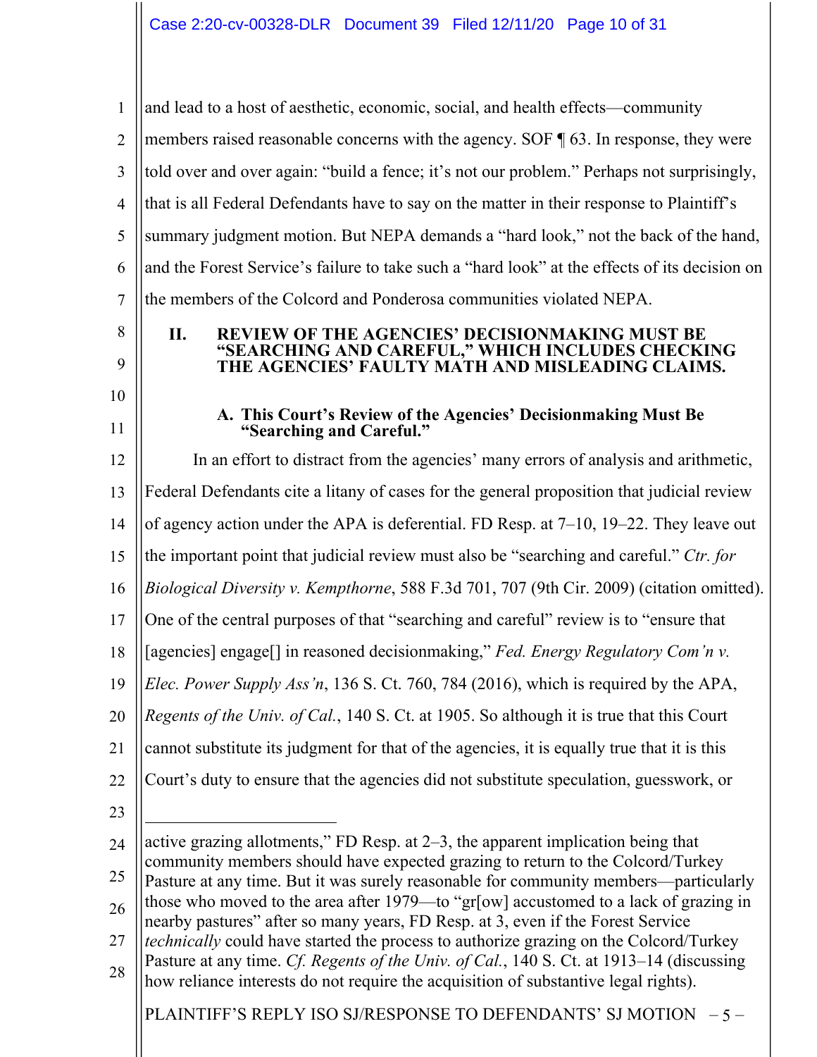and lead to a host of aesthetic, economic, social, and health effects—community members raised reasonable concerns with the agency. SOF ¶ 63. In response, they were told over and over again: "build a fence; it's not our problem." Perhaps not surprisingly, that is all Federal Defendants have to say on the matter in their response to Plaintiff's summary judgment motion. But NEPA demands a "hard look," not the back of the hand, and the Forest Service's failure to take such a "hard look" at the effects of its decision on the members of the Colcord and Ponderosa communities violated NEPA.

## II. REVIEW OF THE AGENCIES' DECISIONMAKING MUST BE "SEARCHING AND CAREFUL," WHICH INCLUDES CHECKING THE AGENCIES' FAULTY MATH AND MISLEADING CLAIMS.

### A. This Court's Review of the Agencies' Decisionmaking Must Be "Searching and Careful."

In an effort to distract from the agencies' many errors of analysis and arithmetic, Federal Defendants cite a litany of cases for the general proposition that judicial review of agency action under the APA is deferential. FD Resp. at 7–10, 19–22. They leave out the important point that judicial review must also be "searching and careful." *Ctr. for Biological Diversity v. Kempthorne*, 588 F.3d 701, 707 (9th Cir. 2009) (citation omitted). One of the central purposes of that "searching and careful" review is to "ensure that [agencies] engage[] in reasoned decisionmaking," *Fed. Energy Regulatory Com'n v. Elec. Power Supply Ass'n*, 136 S. Ct. 760, 784 (2016), which is required by the APA, *Regents of the Univ. of Cal.*, 140 S. Ct. at 1905. So although it is true that this Court cannot substitute its judgment for that of the agencies, it is equally true that it is this Court's duty to ensure that the agencies did not substitute speculation, guesswork, or

---

active grazing allotments," FD Resp. at 2–3, the apparent implication being that community members should have expected grazing to return to the Colcord/Turkey Pasture at any time. But it was surely reasonable for community members—particularly those who moved to the area after 1979—to "gr[ow] accustomed to a lack of grazing in nearby pastures" after so many years, FD Resp. at 3, even if the Forest Service *technically* could have started the process to authorize grazing on the Colcord/Turkey Pasture at any time. *Cf. Regents of the Univ. of Cal.*, 140 S. Ct. at 1913–14 (discussing how reliance interests do not require the acquisition of substantive legal rights).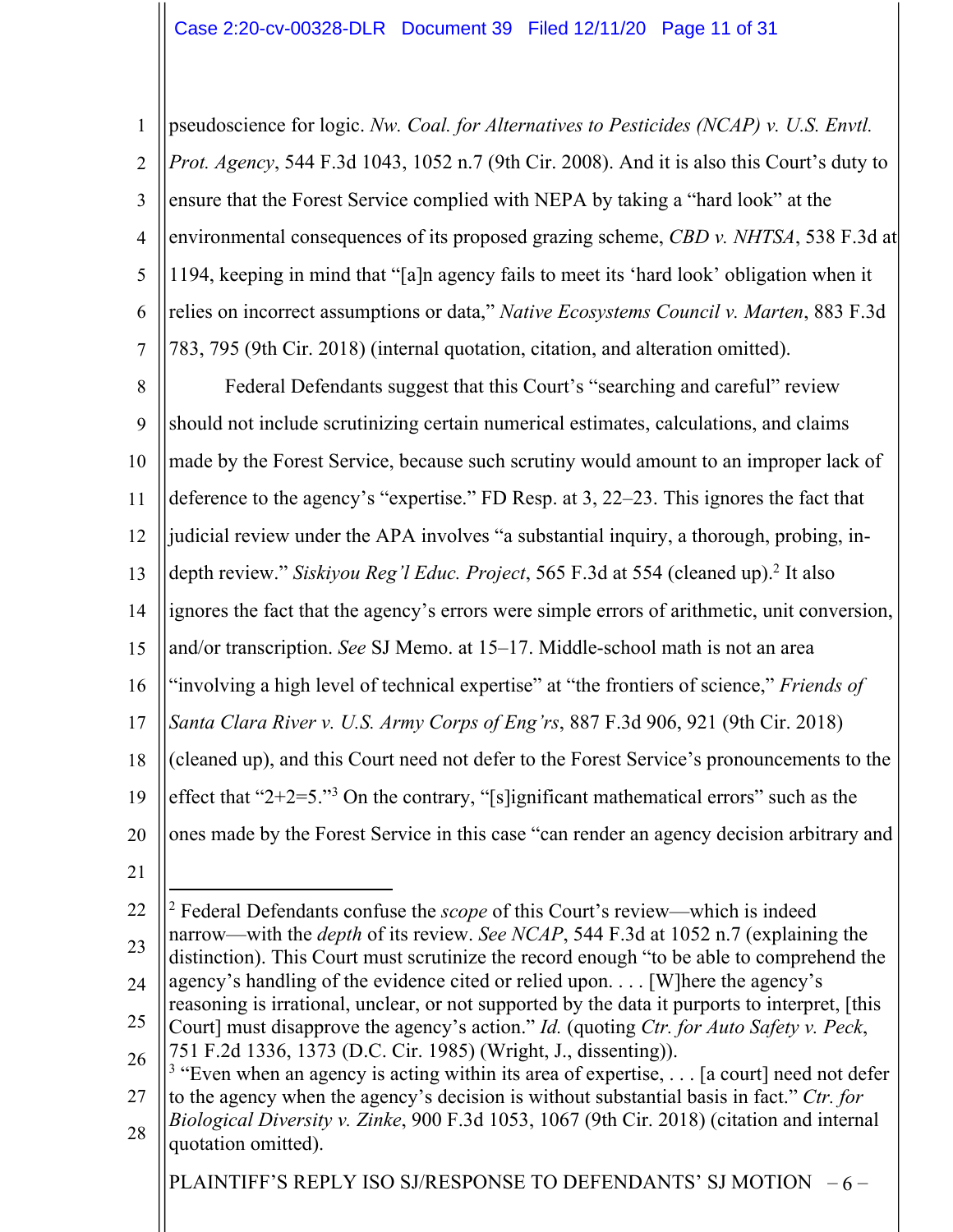pseudoscience for logic. *Nw. Coal. for Alternatives to Pesticides (NCAP) v. U.S. Envtl. Prot. Agency*, 544 F.3d 1043, 1052 n.7 (9th Cir. 2008). And it is also this Court's duty to ensure that the Forest Service complied with NEPA by taking a "hard look" at the environmental consequences of its proposed grazing scheme, *CBD v. NHTSA*, 538 F.3d at 1194, keeping in mind that "[a]n agency fails to meet its 'hard look' obligation when it relies on incorrect assumptions or data," *Native Ecosystems Council v. Marten*, 883 F.3d 783, 795 (9th Cir. 2018) (internal quotation, citation, and alteration omitted).

Federal Defendants suggest that this Court's "searching and careful" review should not include scrutinizing certain numerical estimates, calculations, and claims made by the Forest Service, because such scrutiny would amount to an improper lack of deference to the agency's "expertise." FD Resp. at 3, 22–23. This ignores the fact that judicial review under the APA involves "a substantial inquiry, a thorough, probing, in-depth review." *Siskiyou Reg'l Educ. Project*, 565 F.3d at 554 (cleaned up).[2] It also ignores the fact that the agency's errors were simple errors of arithmetic, unit conversion, and/or transcription. *See* SJ Memo. at 15–17. Middle-school math is not an area "involving a high level of technical expertise" at "the frontiers of science," *Friends of Santa Clara River v. U.S. Army Corps of Eng'rs*, 887 F.3d 906, 921 (9th Cir. 2018) (cleaned up), and this Court need not defer to the Forest Service's pronouncements to the effect that "2+2=5."[3] On the contrary, "[s]ignificant mathematical errors" such as the ones made by the Forest Service in this case "can render an agency decision arbitrary and

---

[2] Federal Defendants confuse the *scope* of this Court's review—which is indeed narrow—with the *depth* of its review. *See NCAP*, 544 F.3d at 1052 n.7 (explaining the distinction). This Court must scrutinize the record enough "to be able to comprehend the agency's handling of the evidence cited or relied upon. . . . [W]here the agency's reasoning is irrational, unclear, or not supported by the data it purports to interpret, [this Court] must disapprove the agency's action." *Id.* (quoting *Ctr. for Auto Safety v. Peck*, 751 F.2d 1336, 1373 (D.C. Cir. 1985) (Wright, J., dissenting)).

[3] "Even when an agency is acting within its area of expertise, . . . [a court] need not defer to the agency when the agency's decision is without substantial basis in fact." *Ctr. for Biological Diversity v. Zinke*, 900 F.3d 1053, 1067 (9th Cir. 2018) (citation and internal quotation omitted).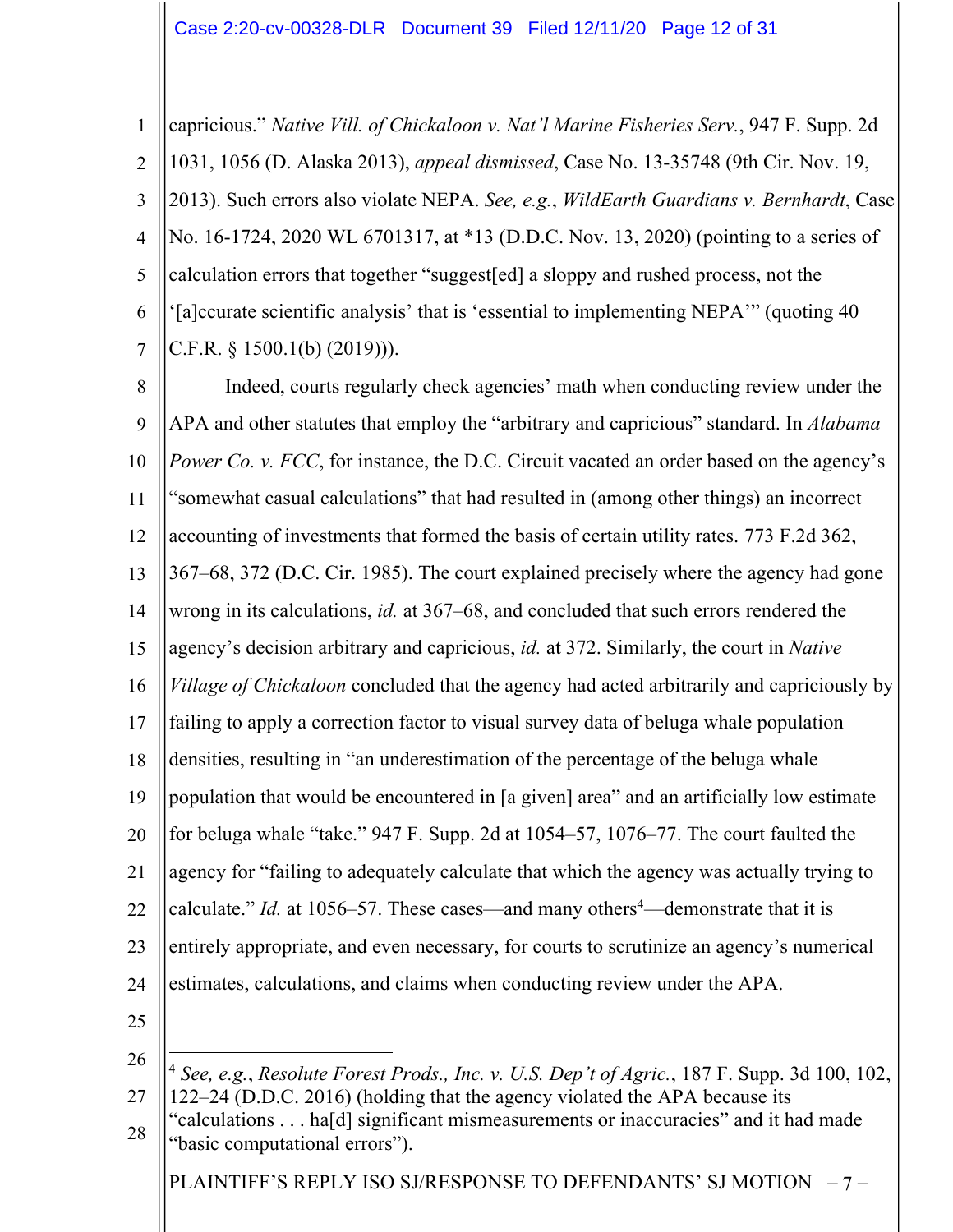capricious." *Native Vill. of Chickaloon v. Nat'l Marine Fisheries Serv.*, 947 F. Supp. 2d 1031, 1056 (D. Alaska 2013), *appeal dismissed*, Case No. 13-35748 (9th Cir. Nov. 19, 2013). Such errors also violate NEPA. *See, e.g.*, *WildEarth Guardians v. Bernhardt*, Case No. 16-1724, 2020 WL 6701317, at *13 (D.D.C. Nov. 13, 2020) (pointing to a series of calculation errors that together "suggest[ed] a sloppy and rushed process, not the '[a]ccurate scientific analysis' that is 'essential to implementing NEPA'" (quoting 40 C.F.R. § 1500.1(b) (2019))).

Indeed, courts regularly check agencies' math when conducting review under the APA and other statutes that employ the "arbitrary and capricious" standard. In *Alabama Power Co. v. FCC*, for instance, the D.C. Circuit vacated an order based on the agency's "somewhat casual calculations" that had resulted in (among other things) an incorrect accounting of investments that formed the basis of certain utility rates. 773 F.2d 362, 367–68, 372 (D.C. Cir. 1985). The court explained precisely where the agency had gone wrong in its calculations, *id.* at 367–68, and concluded that such errors rendered the agency's decision arbitrary and capricious, *id.* at 372. Similarly, the court in *Native Village of Chickaloon* concluded that the agency had acted arbitrarily and capriciously by failing to apply a correction factor to visual survey data of beluga whale population densities, resulting in "an underestimation of the percentage of the beluga whale population that would be encountered in [a given] area" and an artificially low estimate for beluga whale "take." 947 F. Supp. 2d at 1054–57, 1076–77. The court faulted the agency for "failing to adequately calculate that which the agency was actually trying to calculate." *Id.* at 1056–57. These cases—and many others[4]—demonstrate that it is entirely appropriate, and even necessary, for courts to scrutinize an agency's numerical estimates, calculations, and claims when conducting review under the APA.

---

[4] *See, e.g.*, *Resolute Forest Prods., Inc. v. U.S. Dep't of Agric.*, 187 F. Supp. 3d 100, 102, 122–24 (D.D.C. 2016) (holding that the agency violated the APA because its "calculations . . . ha[d] significant mismeasurements or inaccuracies" and it had made "basic computational errors").

PLAINTIFF'S REPLY ISO SJ/RESPONSE TO DEFENDANTS' SJ MOTION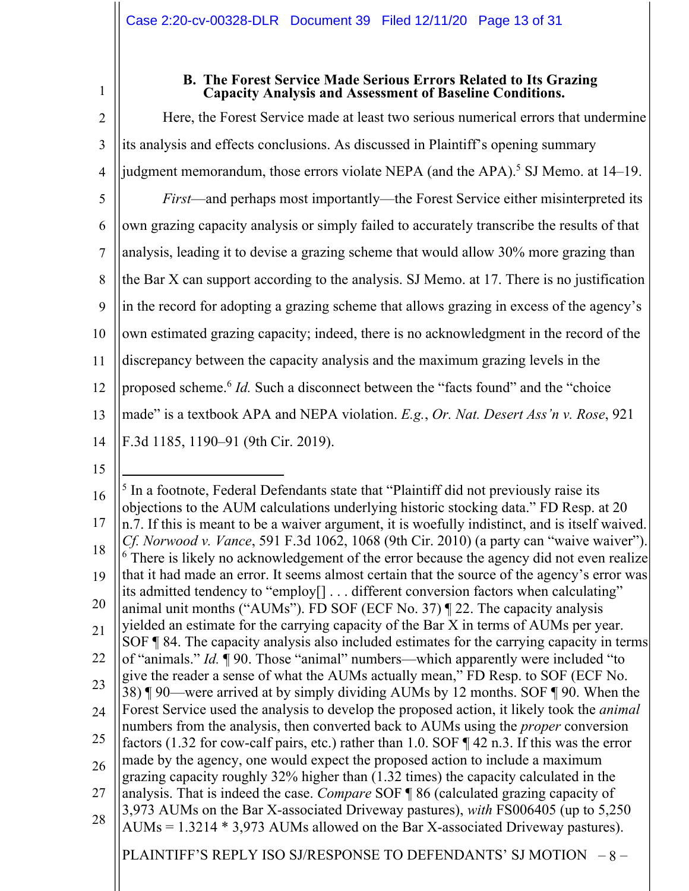### B. The Forest Service Made Serious Errors Related to Its Grazing Capacity Analysis and Assessment of Baseline Conditions.

Here, the Forest Service made at least two serious numerical errors that undermine its analysis and effects conclusions. As discussed in Plaintiff's opening summary judgment memorandum, those errors violate NEPA (and the APA).[5] SJ Memo. at 14–19.

*First*—and perhaps most importantly—the Forest Service either misinterpreted its own grazing capacity analysis or simply failed to accurately transcribe the results of that analysis, leading it to devise a grazing scheme that would allow 30% more grazing than the Bar X can support according to the analysis. SJ Memo. at 17. There is no justification in the record for adopting a grazing scheme that allows grazing in excess of the agency's own estimated grazing capacity; indeed, there is no acknowledgment in the record of the discrepancy between the capacity analysis and the maximum grazing levels in the proposed scheme.[6] *Id.* Such a disconnect between the "facts found" and the "choice made" is a textbook APA and NEPA violation. *E.g.*, *Or. Nat. Desert Ass'n v. Rose*, 921 F.3d 1185, 1190–91 (9th Cir. 2019).

---

[5] In a footnote, Federal Defendants state that "Plaintiff did not previously raise its objections to the AUM calculations underlying historic stocking data." FD Resp. at 20 n.7. If this is meant to be a waiver argument, it is woefully indistinct, and is itself waived. *Cf. Norwood v. Vance*, 591 F.3d 1062, 1068 (9th Cir. 2010) (a party can "waive waiver").

[6] There is likely no acknowledgement of the error because the agency did not even realize that it had made an error. It seems almost certain that the source of the agency's error was its admitted tendency to "employ[] . . . different conversion factors when calculating" animal unit months ("AUMs"). FD SOF (ECF No. 37) ¶ 22. The capacity analysis yielded an estimate for the carrying capacity of the Bar X in terms of AUMs per year. SOF ¶ 84. The capacity analysis also included estimates for the carrying capacity in terms of "animals." *Id.* ¶ 90. Those "animal" numbers—which apparently were included "to give the reader a sense of what the AUMs actually mean," FD Resp. to SOF (ECF No. 38) ¶ 90—were arrived at by simply dividing AUMs by 12 months. SOF ¶ 90. When the Forest Service used the analysis to develop the proposed action, it likely took the *animal* numbers from the analysis, then converted back to AUMs using the *proper* conversion factors (1.32 for cow-calf pairs, etc.) rather than 1.0. SOF ¶ 42 n.3. If this was the error made by the agency, one would expect the proposed action to include a maximum grazing capacity roughly 32% higher than (1.32 times) the capacity calculated in the analysis. That is indeed the case. *Compare* SOF ¶ 86 (calculated grazing capacity of 3,973 AUMs on the Bar X-associated Driveway pastures), *with* FS006405 (up to 5,250 AUMs = 1.3214 * 3,973 AUMs allowed on the Bar X-associated Driveway pastures).

PLAINTIFF'S REPLY ISO SJ/RESPONSE TO DEFENDANTS' SJ MOTION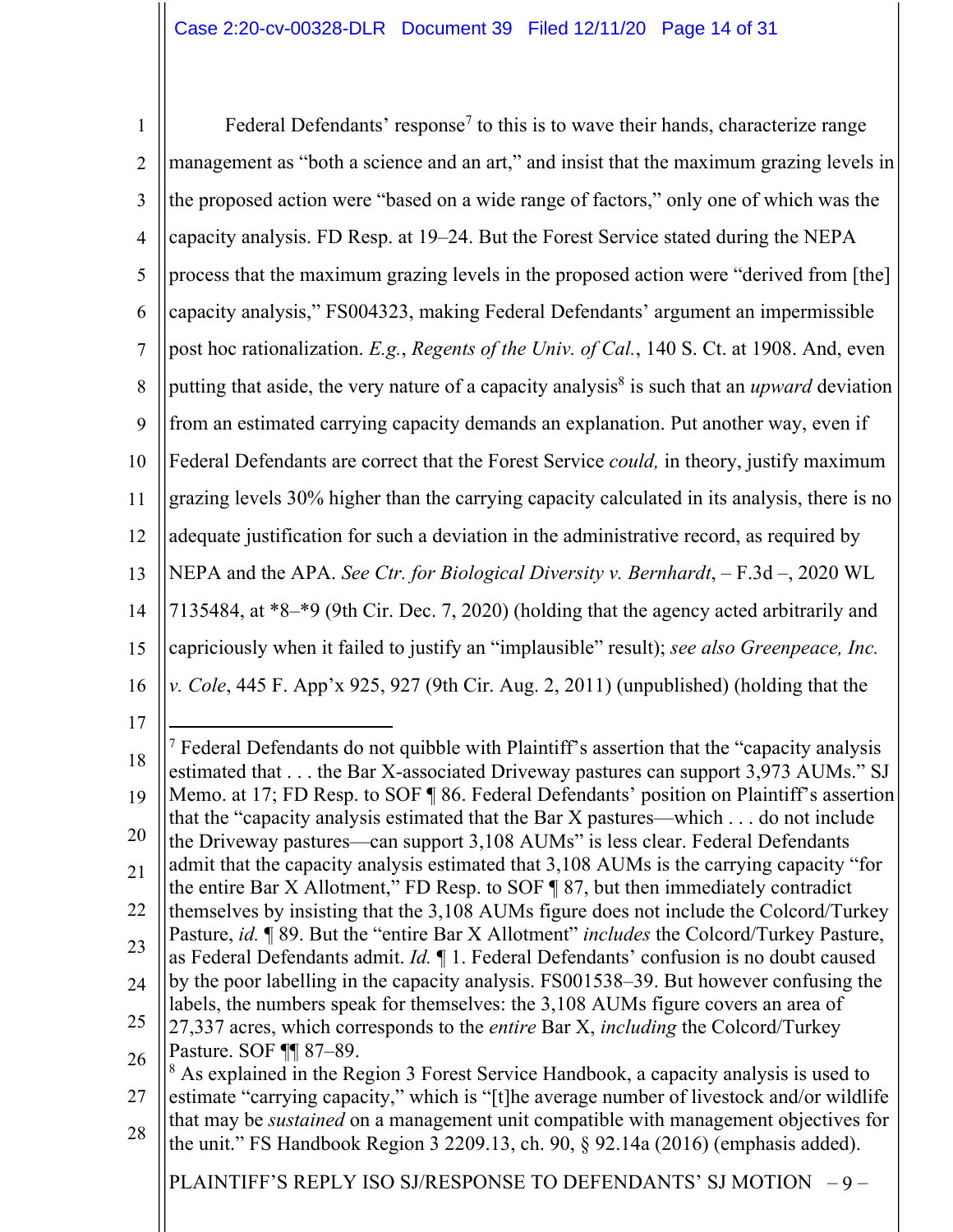Federal Defendants' response[7] to this is to wave their hands, characterize range management as "both a science and an art," and insist that the maximum grazing levels in the proposed action were "based on a wide range of factors," only one of which was the capacity analysis. FD Resp. at 19–24. But the Forest Service stated during the NEPA process that the maximum grazing levels in the proposed action were "derived from [the] capacity analysis," FS004323, making Federal Defendants' argument an impermissible post hoc rationalization. *E.g.*, *Regents of the Univ. of Cal.*, 140 S. Ct. at 1908. And, even putting that aside, the very nature of a capacity analysis[8] is such that an *upward* deviation from an estimated carrying capacity demands an explanation. Put another way, even if Federal Defendants are correct that the Forest Service *could,* in theory, justify maximum grazing levels 30% higher than the carrying capacity calculated in its analysis, there is no adequate justification for such a deviation in the administrative record, as required by NEPA and the APA. *See Ctr. for Biological Diversity v. Bernhardt*, – F.3d –, 2020 WL 7135484, at *8–*9 (9th Cir. Dec. 7, 2020) (holding that the agency acted arbitrarily and capriciously when it failed to justify an "implausible" result); *see also Greenpeace, Inc. v. Cole*, 445 F. App'x 925, 927 (9th Cir. Aug. 2, 2011) (unpublished) (holding that the

---

[7] Federal Defendants do not quibble with Plaintiff's assertion that the "capacity analysis estimated that . . . the Bar X-associated Driveway pastures can support 3,973 AUMs." SJ Memo. at 17; FD Resp. to SOF ¶ 86. Federal Defendants' position on Plaintiff's assertion that the "capacity analysis estimated that the Bar X pastures—which . . . do not include the Driveway pastures—can support 3,108 AUMs" is less clear. Federal Defendants admit that the capacity analysis estimated that 3,108 AUMs is the carrying capacity "for the entire Bar X Allotment," FD Resp. to SOF ¶ 87, but then immediately contradict themselves by insisting that the 3,108 AUMs figure does not include the Colcord/Turkey Pasture, *id.* ¶ 89. But the "entire Bar X Allotment" *includes* the Colcord/Turkey Pasture, as Federal Defendants admit. *Id.* ¶ 1. Federal Defendants' confusion is no doubt caused by the poor labelling in the capacity analysis. FS001538–39. But however confusing the labels, the numbers speak for themselves: the 3,108 AUMs figure covers an area of 27,337 acres, which corresponds to the *entire* Bar X, *including* the Colcord/Turkey Pasture. SOF ¶¶ 87–89.

[8] As explained in the Region 3 Forest Service Handbook, a capacity analysis is used to estimate "carrying capacity," which is "[t]he average number of livestock and/or wildlife that may be *sustained* on a management unit compatible with management objectives for the unit." FS Handbook Region 3 2209.13, ch. 90, § 92.14a (2016) (emphasis added).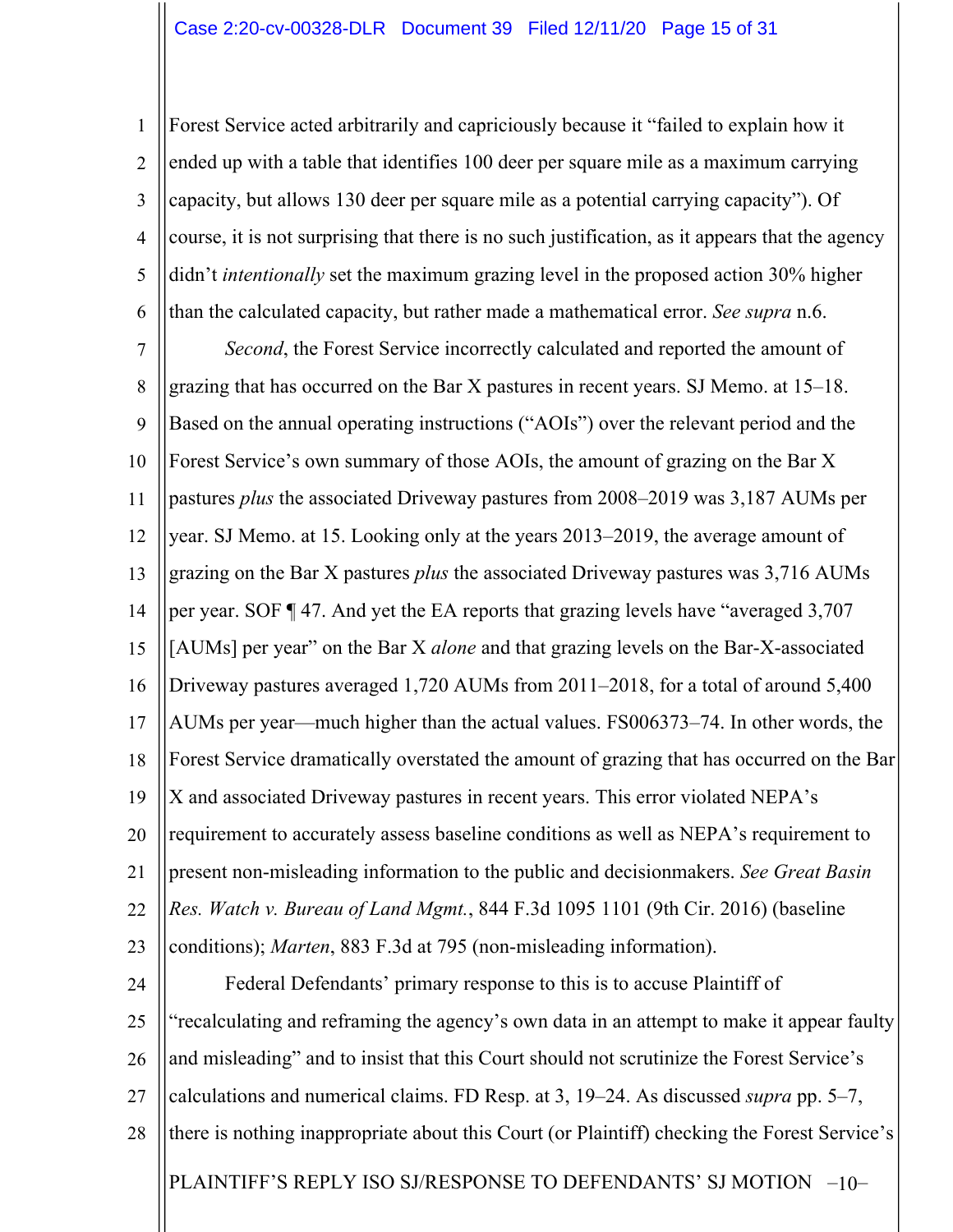Forest Service acted arbitrarily and capriciously because it "failed to explain how it ended up with a table that identifies 100 deer per square mile as a maximum carrying capacity, but allows 130 deer per square mile as a potential carrying capacity"). Of course, it is not surprising that there is no such justification, as it appears that the agency didn't *intentionally* set the maximum grazing level in the proposed action 30% higher than the calculated capacity, but rather made a mathematical error. *See supra* n.6.

*Second*, the Forest Service incorrectly calculated and reported the amount of grazing that has occurred on the Bar X pastures in recent years. SJ Memo. at 15–18. Based on the annual operating instructions ("AOIs") over the relevant period and the Forest Service's own summary of those AOIs, the amount of grazing on the Bar X pastures *plus* the associated Driveway pastures from 2008–2019 was 3,187 AUMs per year. SJ Memo. at 15. Looking only at the years 2013–2019, the average amount of grazing on the Bar X pastures *plus* the associated Driveway pastures was 3,716 AUMs per year. SOF ¶ 47. And yet the EA reports that grazing levels have "averaged 3,707 [AUMs] per year" on the Bar X *alone* and that grazing levels on the Bar-X-associated Driveway pastures averaged 1,720 AUMs from 2011–2018, for a total of around 5,400 AUMs per year—much higher than the actual values. FS006373–74. In other words, the Forest Service dramatically overstated the amount of grazing that has occurred on the Bar X and associated Driveway pastures in recent years. This error violated NEPA's requirement to accurately assess baseline conditions as well as NEPA's requirement to present non-misleading information to the public and decisionmakers. *See Great Basin Res. Watch v. Bureau of Land Mgmt.*, 844 F.3d 1095 1101 (9th Cir. 2016) (baseline conditions); *Marten*, 883 F.3d at 795 (non-misleading information).

Federal Defendants' primary response to this is to accuse Plaintiff of "recalculating and reframing the agency's own data in an attempt to make it appear faulty and misleading" and to insist that this Court should not scrutinize the Forest Service's calculations and numerical claims. FD Resp. at 3, 19–24. As discussed *supra* pp. 5–7, there is nothing inappropriate about this Court (or Plaintiff) checking the Forest Service's

PLAINTIFF'S REPLY ISO SJ/RESPONSE TO DEFENDANTS' SJ MOTION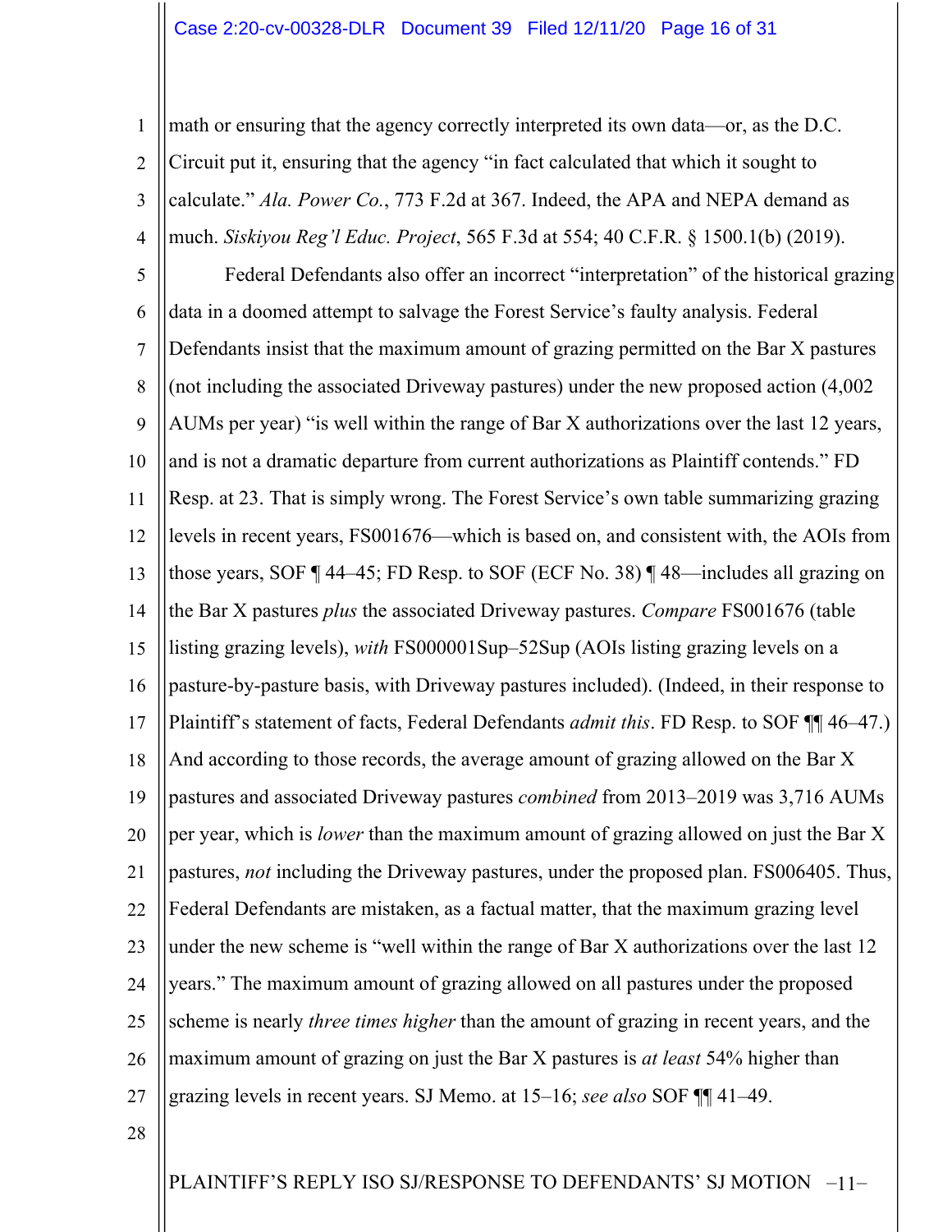math or ensuring that the agency correctly interpreted its own data—or, as the D.C. Circuit put it, ensuring that the agency "in fact calculated that which it sought to calculate." *Ala. Power Co.*, 773 F.2d at 367. Indeed, the APA and NEPA demand as much. *Siskiyou Reg'l Educ. Project*, 565 F.3d at 554; 40 C.F.R. § 1500.1(b) (2019).

Federal Defendants also offer an incorrect "interpretation" of the historical grazing data in a doomed attempt to salvage the Forest Service's faulty analysis. Federal Defendants insist that the maximum amount of grazing permitted on the Bar X pastures (not including the associated Driveway pastures) under the new proposed action (4,002 AUMs per year) "is well within the range of Bar X authorizations over the last 12 years, and is not a dramatic departure from current authorizations as Plaintiff contends." FD Resp. at 23. That is simply wrong. The Forest Service's own table summarizing grazing levels in recent years, FS001676—which is based on, and consistent with, the AOIs from those years, SOF ¶ 44–45; FD Resp. to SOF (ECF No. 38) ¶ 48—includes all grazing on the Bar X pastures *plus* the associated Driveway pastures. *Compare* FS001676 (table listing grazing levels), *with* FS000001Sup–52Sup (AOIs listing grazing levels on a pasture-by-pasture basis, with Driveway pastures included). (Indeed, in their response to Plaintiff's statement of facts, Federal Defendants *admit this*. FD Resp. to SOF ¶¶ 46–47.) And according to those records, the average amount of grazing allowed on the Bar X pastures and associated Driveway pastures *combined* from 2013–2019 was 3,716 AUMs per year, which is *lower* than the maximum amount of grazing allowed on just the Bar X pastures, *not* including the Driveway pastures, under the proposed plan. FS006405. Thus, Federal Defendants are mistaken, as a factual matter, that the maximum grazing level under the new scheme is "well within the range of Bar X authorizations over the last 12 years." The maximum amount of grazing allowed on all pastures under the proposed scheme is nearly *three times higher* than the amount of grazing in recent years, and the maximum amount of grazing on just the Bar X pastures is *at least* 54% higher than grazing levels in recent years. SJ Memo. at 15–16; *see also* SOF ¶¶ 41–49.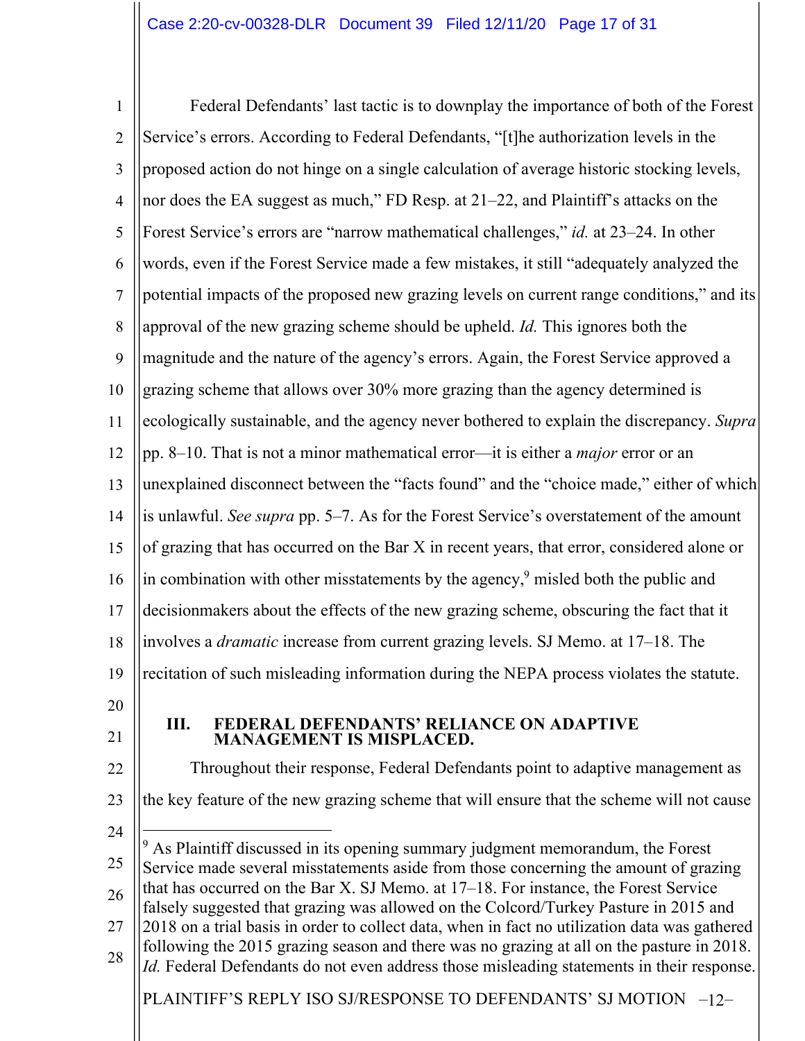Federal Defendants' last tactic is to downplay the importance of both of the Forest Service's errors. According to Federal Defendants, "[t]he authorization levels in the proposed action do not hinge on a single calculation of average historic stocking levels, nor does the EA suggest as much," FD Resp. at 21–22, and Plaintiff's attacks on the Forest Service's errors are "narrow mathematical challenges," *id.* at 23–24. In other words, even if the Forest Service made a few mistakes, it still "adequately analyzed the potential impacts of the proposed new grazing levels on current range conditions," and its approval of the new grazing scheme should be upheld. *Id.* This ignores both the magnitude and the nature of the agency's errors. Again, the Forest Service approved a grazing scheme that allows over 30% more grazing than the agency determined is ecologically sustainable, and the agency never bothered to explain the discrepancy. *Supra* pp. 8–10. That is not a minor mathematical error—it is either a *major* error or an unexplained disconnect between the "facts found" and the "choice made," either of which is unlawful. *See supra* pp. 5–7. As for the Forest Service's overstatement of the amount of grazing that has occurred on the Bar X in recent years, that error, considered alone or in combination with other misstatements by the agency,[9] misled both the public and decisionmakers about the effects of the new grazing scheme, obscuring the fact that it involves a *dramatic* increase from current grazing levels. SJ Memo. at 17–18. The recitation of such misleading information during the NEPA process violates the statute.

## III. FEDERAL DEFENDANTS' RELIANCE ON ADAPTIVE MANAGEMENT IS MISPLACED.

Throughout their response, Federal Defendants point to adaptive management as the key feature of the new grazing scheme that will ensure that the scheme will not cause

---

[9] As Plaintiff discussed in its opening summary judgment memorandum, the Forest Service made several misstatements aside from those concerning the amount of grazing that has occurred on the Bar X. SJ Memo. at 17–18. For instance, the Forest Service falsely suggested that grazing was allowed on the Colcord/Turkey Pasture in 2015 and 2018 on a trial basis in order to collect data, when in fact no utilization data was gathered following the 2015 grazing season and there was no grazing at all on the pasture in 2018. *Id.* Federal Defendants do not even address those misleading statements in their response.

PLAINTIFF'S REPLY ISO SJ/RESPONSE TO DEFENDANTS' SJ MOTION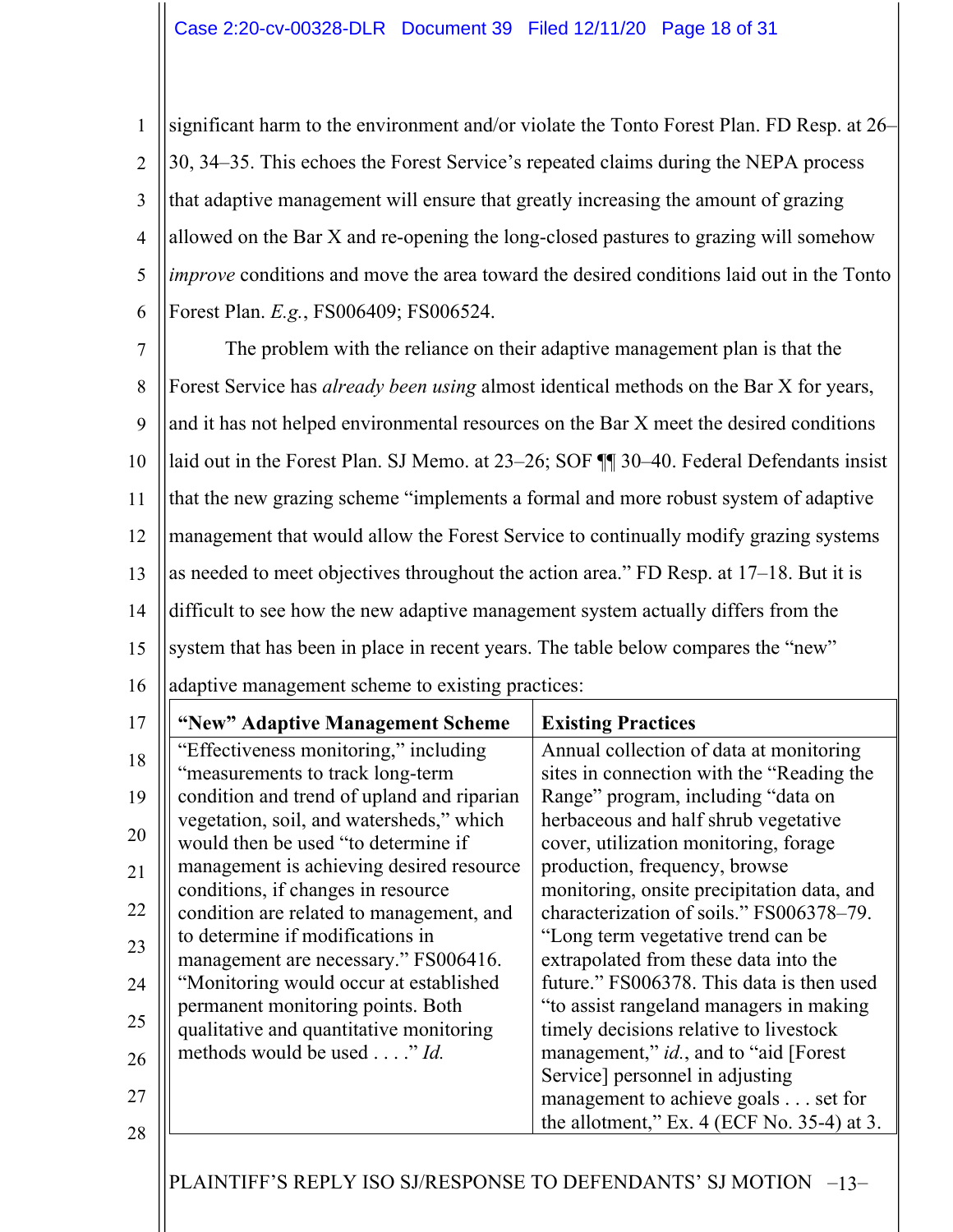significant harm to the environment and/or violate the Tonto Forest Plan. FD Resp. at 26–30, 34–35. This echoes the Forest Service's repeated claims during the NEPA process that adaptive management will ensure that greatly increasing the amount of grazing allowed on the Bar X and re-opening the long-closed pastures to grazing will somehow *improve* conditions and move the area toward the desired conditions laid out in the Tonto Forest Plan. *E.g.*, FS006409; FS006524.

The problem with the reliance on their adaptive management plan is that the Forest Service has *already been using* almost identical methods on the Bar X for years, and it has not helped environmental resources on the Bar X meet the desired conditions laid out in the Forest Plan. SJ Memo. at 23–26; SOF ¶¶ 30–40. Federal Defendants insist that the new grazing scheme "implements a formal and more robust system of adaptive management that would allow the Forest Service to continually modify grazing systems as needed to meet objectives throughout the action area." FD Resp. at 17–18. But it is difficult to see how the new adaptive management system actually differs from the system that has been in place in recent years. The table below compares the "new" adaptive management scheme to existing practices:

| **"New" Adaptive Management Scheme** | **Existing Practices** |
|---|---|
| "Effectiveness monitoring," including "measurements to track long-term condition and trend of upland and riparian vegetation, soil, and watersheds," which would then be used "to determine if management is achieving desired resource conditions, if changes in resource condition are related to management, and to determine if modifications in management are necessary." FS006416. "Monitoring would occur at established permanent monitoring points. Both qualitative and quantitative monitoring methods would be used . . . ." *Id.* | Annual collection of data at monitoring sites in connection with the "Reading the Range" program, including "data on herbaceous and half shrub vegetative cover, utilization monitoring, forage production, frequency, browse monitoring, onsite precipitation data, and characterization of soils." FS006378–79. "Long term vegetative trend can be extrapolated from these data into the future." FS006378. This data is then used "to assist rangeland managers in making timely decisions relative to livestock management," *id.*, and to "aid [Forest Service] personnel in adjusting management to achieve goals . . . set for the allotment," Ex. 4 (ECF No. 35-4) at 3. |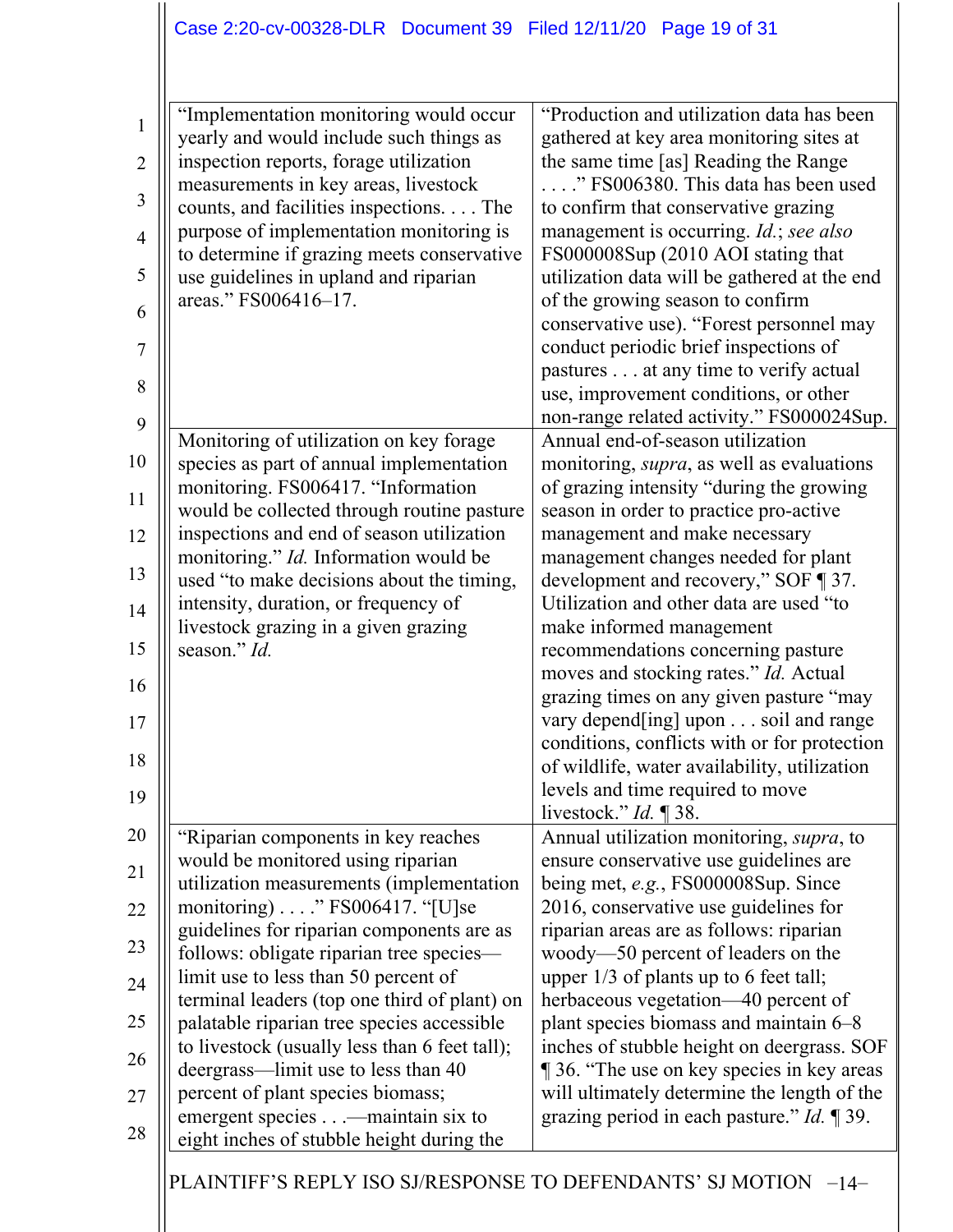| | |
|---|---|
| "Implementation monitoring would occur yearly and would include such things as inspection reports, forage utilization measurements in key areas, livestock counts, and facilities inspections. . . . The purpose of implementation monitoring is to determine if grazing meets conservative use guidelines in upland and riparian areas." FS006416–17. | "Production and utilization data has been gathered at key area monitoring sites at the same time [as] Reading the Range . . . ." FS006380. This data has been used to confirm that conservative grazing management is occurring. *Id.*; *see also* FS000008Sup (2010 AOI stating that utilization data will be gathered at the end of the growing season to confirm conservative use). "Forest personnel may conduct periodic brief inspections of pastures . . . at any time to verify actual use, improvement conditions, or other non-range related activity." FS000024Sup. |
| Monitoring of utilization on key forage species as part of annual implementation monitoring. FS006417. "Information would be collected through routine pasture inspections and end of season utilization monitoring." *Id.* Information would be used "to make decisions about the timing, intensity, duration, or frequency of livestock grazing in a given grazing season." *Id.* | Annual end-of-season utilization monitoring, *supra*, as well as evaluations of grazing intensity "during the growing season in order to practice pro-active management and make necessary management changes needed for plant development and recovery," SOF ¶ 37. Utilization and other data are used "to make informed management recommendations concerning pasture moves and stocking rates." *Id.* Actual grazing times on any given pasture "may vary depend[ing] upon . . . soil and range conditions, conflicts with or for protection of wildlife, water availability, utilization levels and time required to move livestock." *Id.* ¶ 38. |
| "Riparian components in key reaches would be monitored using riparian utilization measurements (implementation monitoring) . . . ." FS006417. "[U]se guidelines for riparian components are as follows: obligate riparian tree species—limit use to less than 50 percent of terminal leaders (top one third of plant) on palatable riparian tree species accessible to livestock (usually less than 6 feet tall); deergrass—limit use to less than 40 percent of plant species biomass; emergent species . . .—maintain six to eight inches of stubble height during the | Annual utilization monitoring, *supra*, to ensure conservative use guidelines are being met, *e.g.*, FS000008Sup. Since 2016, conservative use guidelines for riparian areas are as follows: riparian woody—50 percent of leaders on the upper 1/3 of plants up to 6 feet tall; herbaceous vegetation—40 percent of plant species biomass and maintain 6–8 inches of stubble height on deergrass. SOF ¶ 36. "The use on key species in key areas will ultimately determine the length of the grazing period in each pasture." *Id.* ¶ 39. |

PLAINTIFF'S REPLY ISO SJ/RESPONSE TO DEFENDANTS' SJ MOTION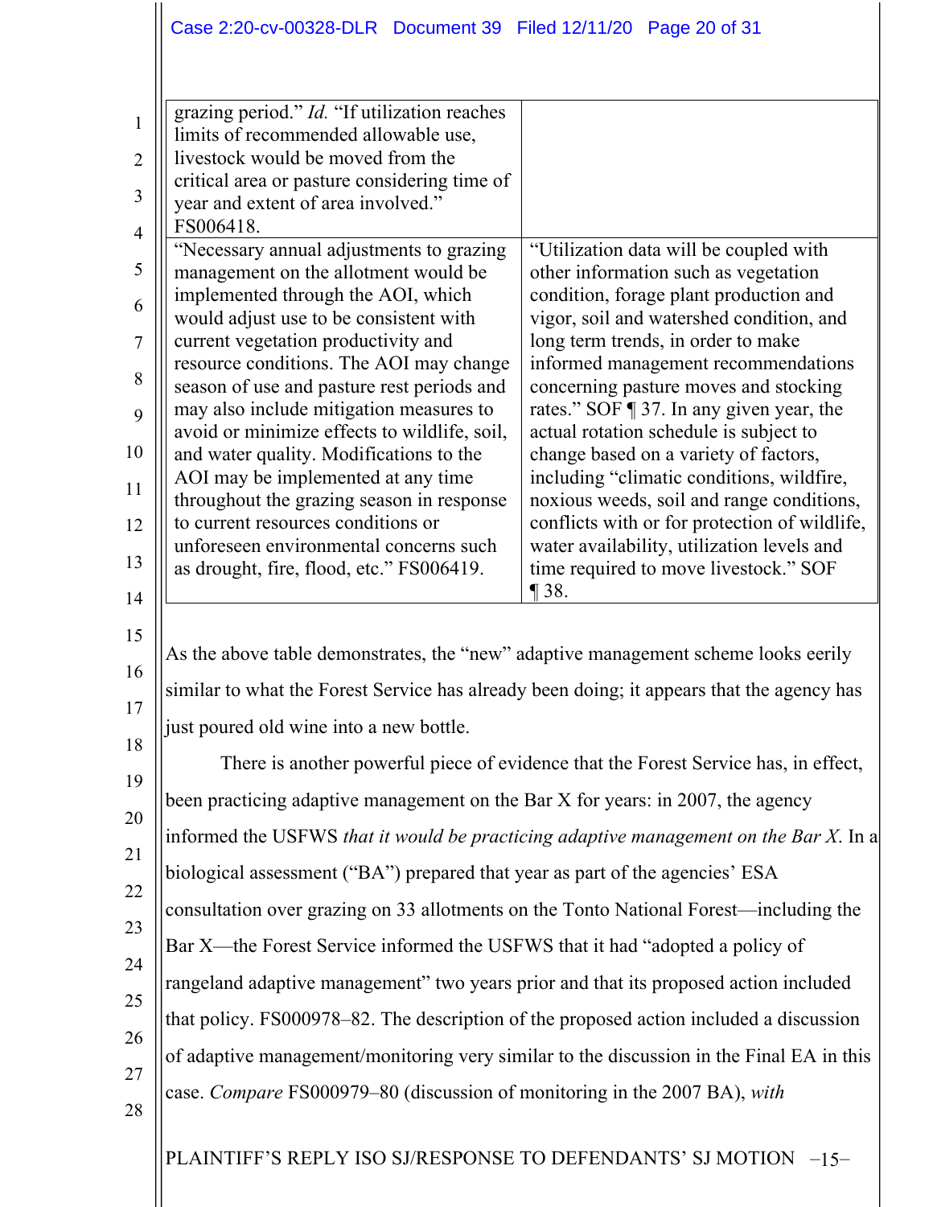| | |
|---|---|
| grazing period." *Id.* "If utilization reaches limits of recommended allowable use, livestock would be moved from the critical area or pasture considering time of year and extent of area involved." FS006418. | |
| "Necessary annual adjustments to grazing management on the allotment would be implemented through the AOI, which would adjust use to be consistent with current vegetation productivity and resource conditions. The AOI may change season of use and pasture rest periods and may also include mitigation measures to avoid or minimize effects to wildlife, soil, and water quality. Modifications to the AOI may be implemented at any time throughout the grazing season in response to current resources conditions or unforeseen environmental concerns such as drought, fire, flood, etc." FS006419. | "Utilization data will be coupled with other information such as vegetation condition, forage plant production and vigor, soil and watershed condition, and long term trends, in order to make informed management recommendations concerning pasture moves and stocking rates." SOF ¶ 37. In any given year, the actual rotation schedule is subject to change based on a variety of factors, including "climatic conditions, wildfire, noxious weeds, soil and range conditions, conflicts with or for protection of wildlife, water availability, utilization levels and time required to move livestock." SOF ¶ 38. |

As the above table demonstrates, the "new" adaptive management scheme looks eerily similar to what the Forest Service has already been doing; it appears that the agency has just poured old wine into a new bottle.

There is another powerful piece of evidence that the Forest Service has, in effect, been practicing adaptive management on the Bar X for years: in 2007, the agency informed the USFWS *that it would be practicing adaptive management on the Bar X*. In a biological assessment ("BA") prepared that year as part of the agencies' ESA consultation over grazing on 33 allotments on the Tonto National Forest—including the Bar X—the Forest Service informed the USFWS that it had "adopted a policy of rangeland adaptive management" two years prior and that its proposed action included that policy. FS000978–82. The description of the proposed action included a discussion of adaptive management/monitoring very similar to the discussion in the Final EA in this case. *Compare* FS000979–80 (discussion of monitoring in the 2007 BA), *with*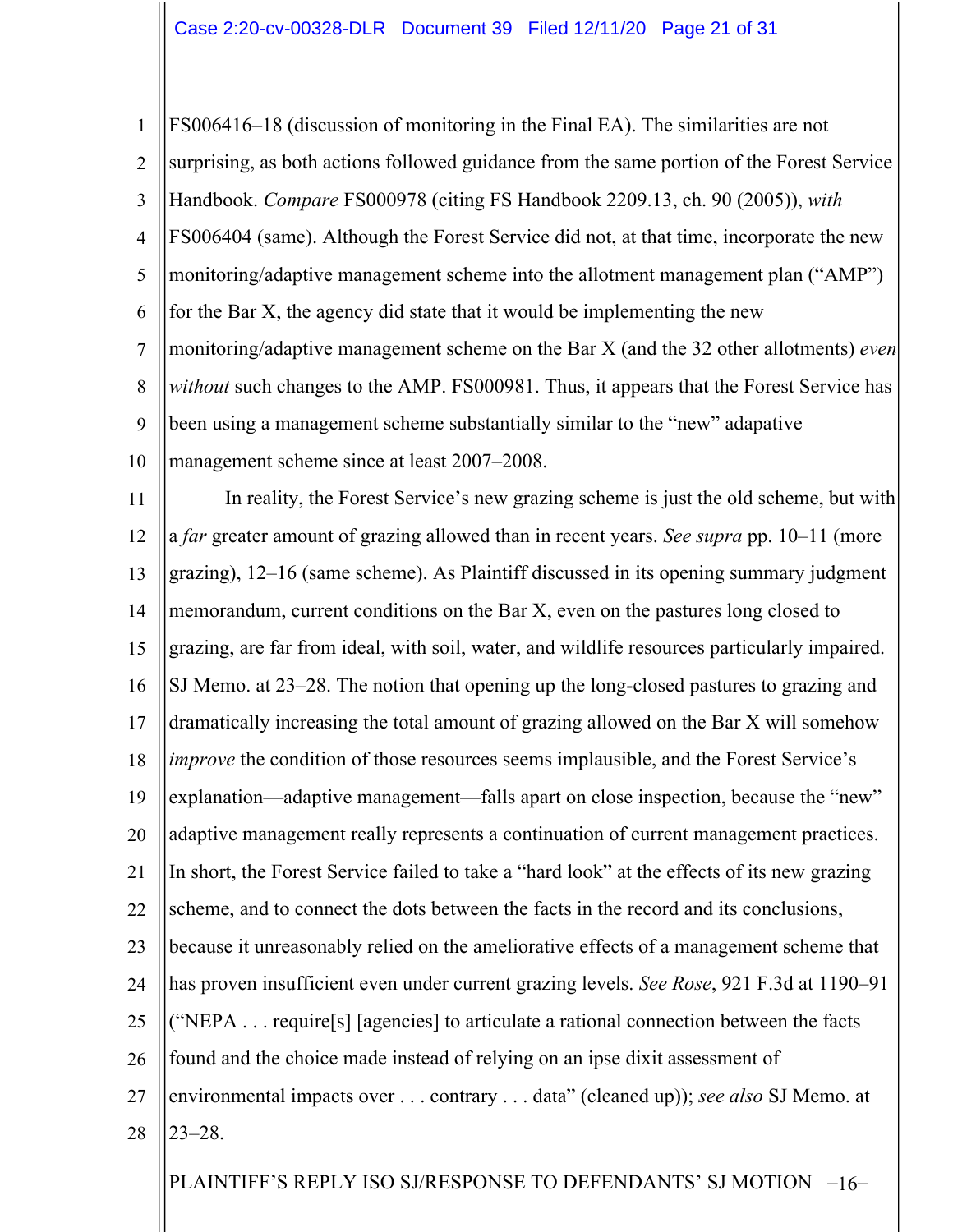FS006416–18 (discussion of monitoring in the Final EA). The similarities are not surprising, as both actions followed guidance from the same portion of the Forest Service Handbook. *Compare* FS000978 (citing FS Handbook 2209.13, ch. 90 (2005)), *with* FS006404 (same). Although the Forest Service did not, at that time, incorporate the new monitoring/adaptive management scheme into the allotment management plan ("AMP") for the Bar X, the agency did state that it would be implementing the new monitoring/adaptive management scheme on the Bar X (and the 32 other allotments) *even without* such changes to the AMP. FS000981. Thus, it appears that the Forest Service has been using a management scheme substantially similar to the "new" adapative management scheme since at least 2007–2008.

In reality, the Forest Service's new grazing scheme is just the old scheme, but with a *far* greater amount of grazing allowed than in recent years. *See supra* pp. 10–11 (more grazing), 12–16 (same scheme). As Plaintiff discussed in its opening summary judgment memorandum, current conditions on the Bar X, even on the pastures long closed to grazing, are far from ideal, with soil, water, and wildlife resources particularly impaired. SJ Memo. at 23–28. The notion that opening up the long-closed pastures to grazing and dramatically increasing the total amount of grazing allowed on the Bar X will somehow *improve* the condition of those resources seems implausible, and the Forest Service's explanation—adaptive management—falls apart on close inspection, because the "new" adaptive management really represents a continuation of current management practices. In short, the Forest Service failed to take a "hard look" at the effects of its new grazing scheme, and to connect the dots between the facts in the record and its conclusions, because it unreasonably relied on the ameliorative effects of a management scheme that has proven insufficient even under current grazing levels. *See Rose*, 921 F.3d at 1190–91 ("NEPA . . . require[s] [agencies] to articulate a rational connection between the facts found and the choice made instead of relying on an ipse dixit assessment of environmental impacts over . . . contrary . . . data" (cleaned up)); *see also* SJ Memo. at 23–28.

PLAINTIFF'S REPLY ISO SJ/RESPONSE TO DEFENDANTS' SJ MOTION –16–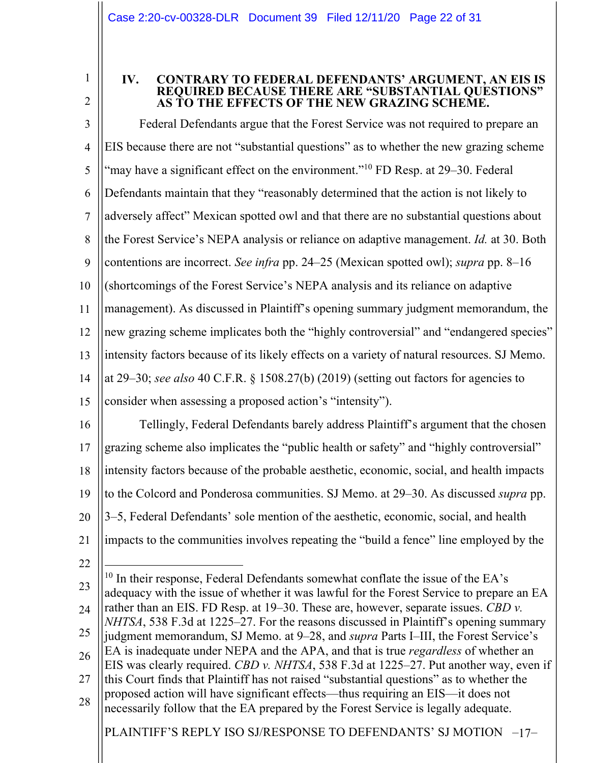## IV. CONTRARY TO FEDERAL DEFENDANTS' ARGUMENT, AN EIS IS REQUIRED BECAUSE THERE ARE "SUBSTANTIAL QUESTIONS" AS TO THE EFFECTS OF THE NEW GRAZING SCHEME.

Federal Defendants argue that the Forest Service was not required to prepare an EIS because there are not "substantial questions" as to whether the new grazing scheme "may have a significant effect on the environment."[10] FD Resp. at 29–30. Federal Defendants maintain that they "reasonably determined that the action is not likely to adversely affect" Mexican spotted owl and that there are no substantial questions about the Forest Service's NEPA analysis or reliance on adaptive management. *Id.* at 30. Both contentions are incorrect. *See infra* pp. 24–25 (Mexican spotted owl); *supra* pp. 8–16 (shortcomings of the Forest Service's NEPA analysis and its reliance on adaptive management). As discussed in Plaintiff's opening summary judgment memorandum, the new grazing scheme implicates both the "highly controversial" and "endangered species" intensity factors because of its likely effects on a variety of natural resources. SJ Memo. at 29–30; *see also* 40 C.F.R. § 1508.27(b) (2019) (setting out factors for agencies to consider when assessing a proposed action's "intensity").

Tellingly, Federal Defendants barely address Plaintiff's argument that the chosen grazing scheme also implicates the "public health or safety" and "highly controversial" intensity factors because of the probable aesthetic, economic, social, and health impacts to the Colcord and Ponderosa communities. SJ Memo. at 29–30. As discussed *supra* pp. 3–5, Federal Defendants' sole mention of the aesthetic, economic, social, and health impacts to the communities involves repeating the "build a fence" line employed by the

---

[10] In their response, Federal Defendants somewhat conflate the issue of the EA's adequacy with the issue of whether it was lawful for the Forest Service to prepare an EA rather than an EIS. FD Resp. at 19–30. These are, however, separate issues. *CBD v. NHTSA*, 538 F.3d at 1225–27. For the reasons discussed in Plaintiff's opening summary judgment memorandum, SJ Memo. at 9–28, and *supra* Parts I–III, the Forest Service's EA is inadequate under NEPA and the APA, and that is true *regardless* of whether an EIS was clearly required. *CBD v. NHTSA*, 538 F.3d at 1225–27. Put another way, even if this Court finds that Plaintiff has not raised "substantial questions" as to whether the proposed action will have significant effects—thus requiring an EIS—it does not necessarily follow that the EA prepared by the Forest Service is legally adequate.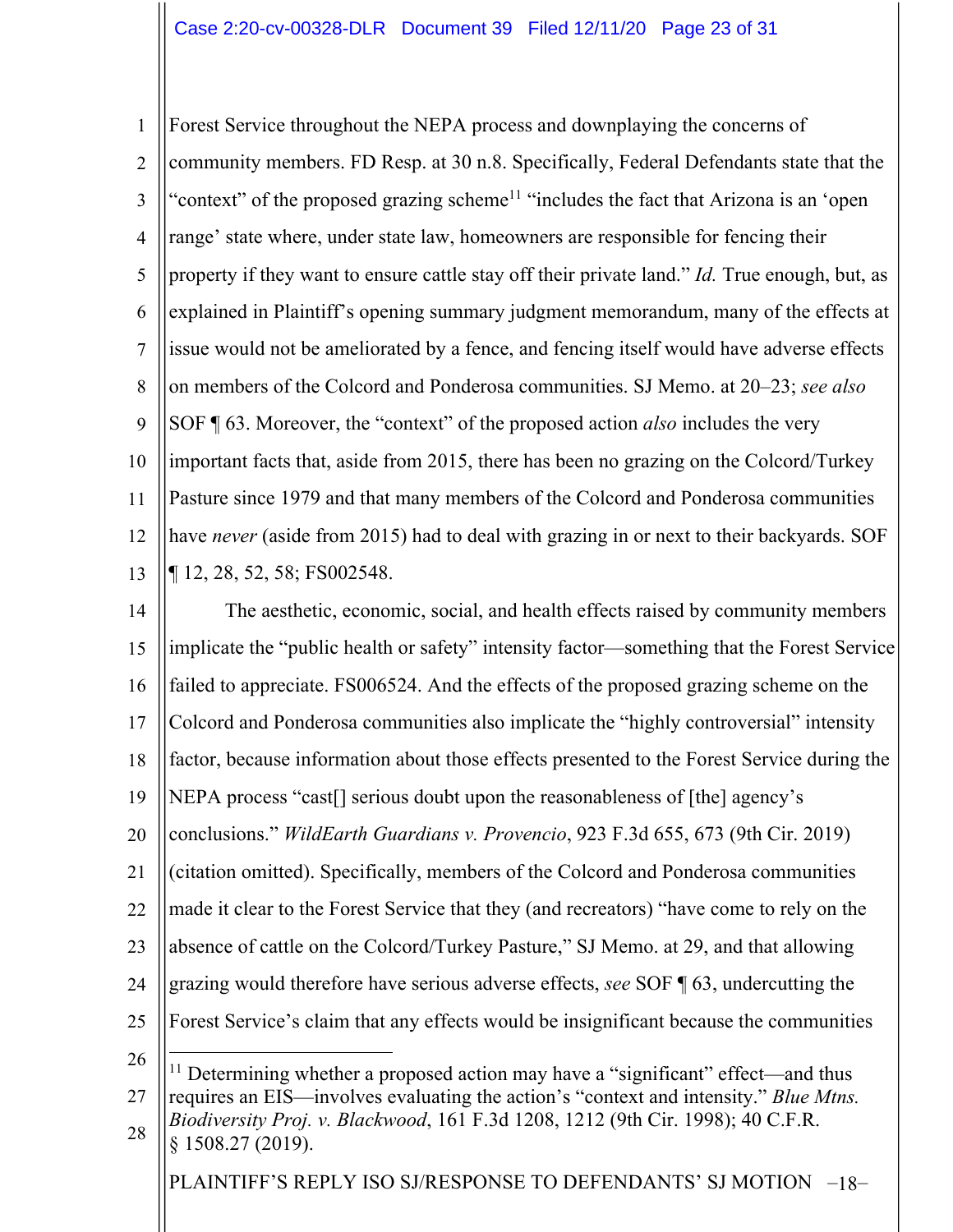Forest Service throughout the NEPA process and downplaying the concerns of community members. FD Resp. at 30 n.8. Specifically, Federal Defendants state that the "context" of the proposed grazing scheme[11] "includes the fact that Arizona is an 'open range' state where, under state law, homeowners are responsible for fencing their property if they want to ensure cattle stay off their private land." *Id.* True enough, but, as explained in Plaintiff's opening summary judgment memorandum, many of the effects at issue would not be ameliorated by a fence, and fencing itself would have adverse effects on members of the Colcord and Ponderosa communities. SJ Memo. at 20–23; *see also* SOF ¶ 63. Moreover, the "context" of the proposed action *also* includes the very important facts that, aside from 2015, there has been no grazing on the Colcord/Turkey Pasture since 1979 and that many members of the Colcord and Ponderosa communities have *never* (aside from 2015) had to deal with grazing in or next to their backyards. SOF ¶ 12, 28, 52, 58; FS002548.

The aesthetic, economic, social, and health effects raised by community members implicate the "public health or safety" intensity factor—something that the Forest Service failed to appreciate. FS006524. And the effects of the proposed grazing scheme on the Colcord and Ponderosa communities also implicate the "highly controversial" intensity factor, because information about those effects presented to the Forest Service during the NEPA process "cast[] serious doubt upon the reasonableness of [the] agency's conclusions." *WildEarth Guardians v. Provencio*, 923 F.3d 655, 673 (9th Cir. 2019) (citation omitted). Specifically, members of the Colcord and Ponderosa communities made it clear to the Forest Service that they (and recreators) "have come to rely on the absence of cattle on the Colcord/Turkey Pasture," SJ Memo. at 29, and that allowing grazing would therefore have serious adverse effects, *see* SOF ¶ 63, undercutting the Forest Service's claim that any effects would be insignificant because the communities

---

[11] Determining whether a proposed action may have a "significant" effect—and thus requires an EIS—involves evaluating the action's "context and intensity." *Blue Mtns. Biodiversity Proj. v. Blackwood*, 161 F.3d 1208, 1212 (9th Cir. 1998); 40 C.F.R. § 1508.27 (2019).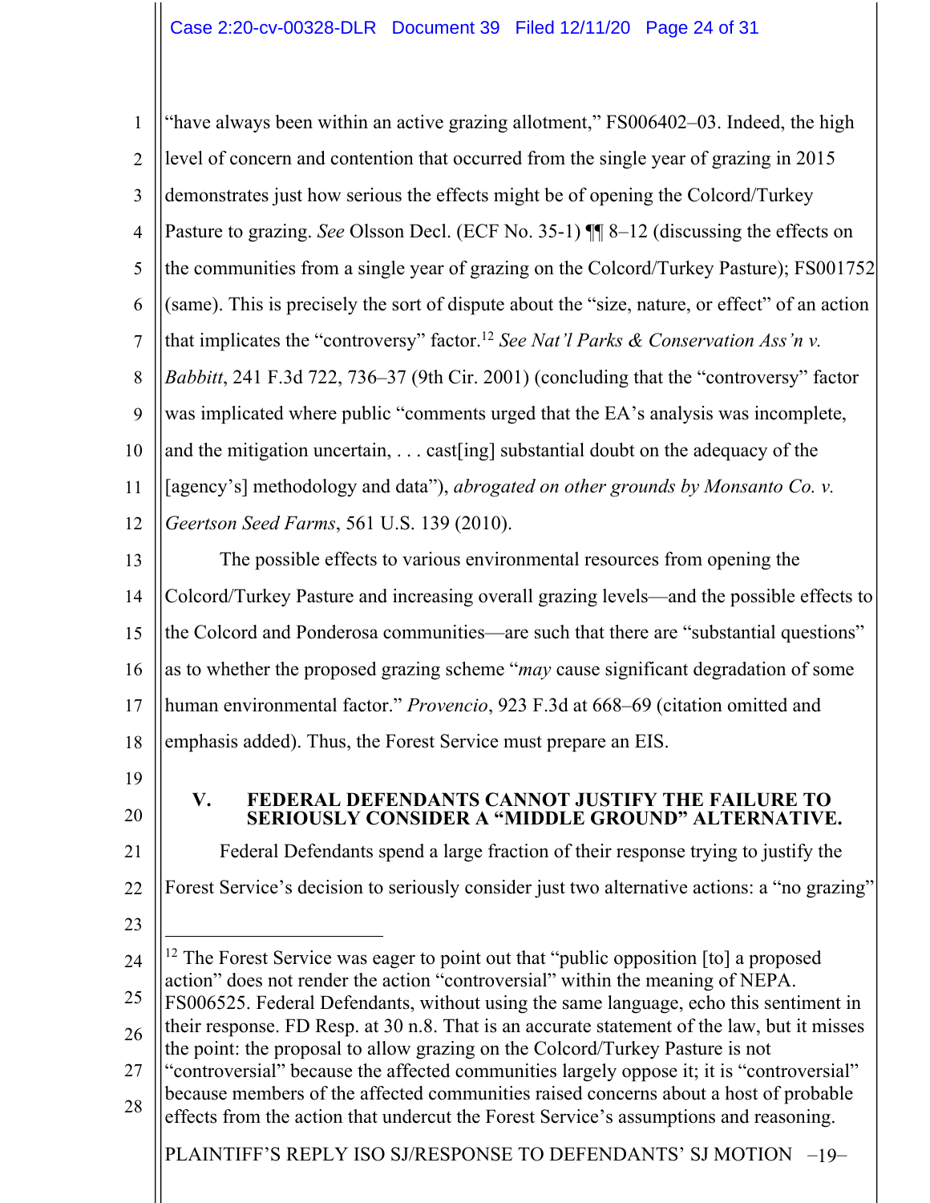"have always been within an active grazing allotment," FS006402–03. Indeed, the high level of concern and contention that occurred from the single year of grazing in 2015 demonstrates just how serious the effects might be of opening the Colcord/Turkey Pasture to grazing. *See* Olsson Decl. (ECF No. 35-1) ¶¶ 8–12 (discussing the effects on the communities from a single year of grazing on the Colcord/Turkey Pasture); FS001752 (same). This is precisely the sort of dispute about the "size, nature, or effect" of an action that implicates the "controversy" factor.[12] *See Nat'l Parks & Conservation Ass'n v. Babbitt*, 241 F.3d 722, 736–37 (9th Cir. 2001) (concluding that the "controversy" factor was implicated where public "comments urged that the EA's analysis was incomplete, and the mitigation uncertain, . . . cast[ing] substantial doubt on the adequacy of the [agency's] methodology and data"), *abrogated on other grounds by Monsanto Co. v. Geertson Seed Farms*, 561 U.S. 139 (2010).

The possible effects to various environmental resources from opening the Colcord/Turkey Pasture and increasing overall grazing levels—and the possible effects to the Colcord and Ponderosa communities—are such that there are "substantial questions" as to whether the proposed grazing scheme "*may* cause significant degradation of some human environmental factor." *Provencio*, 923 F.3d at 668–69 (citation omitted and emphasis added). Thus, the Forest Service must prepare an EIS.

## V. FEDERAL DEFENDANTS CANNOT JUSTIFY THE FAILURE TO SERIOUSLY CONSIDER A "MIDDLE GROUND" ALTERNATIVE.

Federal Defendants spend a large fraction of their response trying to justify the Forest Service's decision to seriously consider just two alternative actions: a "no grazing"

---

[12] The Forest Service was eager to point out that "public opposition [to] a proposed action" does not render the action "controversial" within the meaning of NEPA. FS006525. Federal Defendants, without using the same language, echo this sentiment in their response. FD Resp. at 30 n.8. That is an accurate statement of the law, but it misses the point: the proposal to allow grazing on the Colcord/Turkey Pasture is not "controversial" because the affected communities largely oppose it; it is "controversial" because members of the affected communities raised concerns about a host of probable effects from the action that undercut the Forest Service's assumptions and reasoning.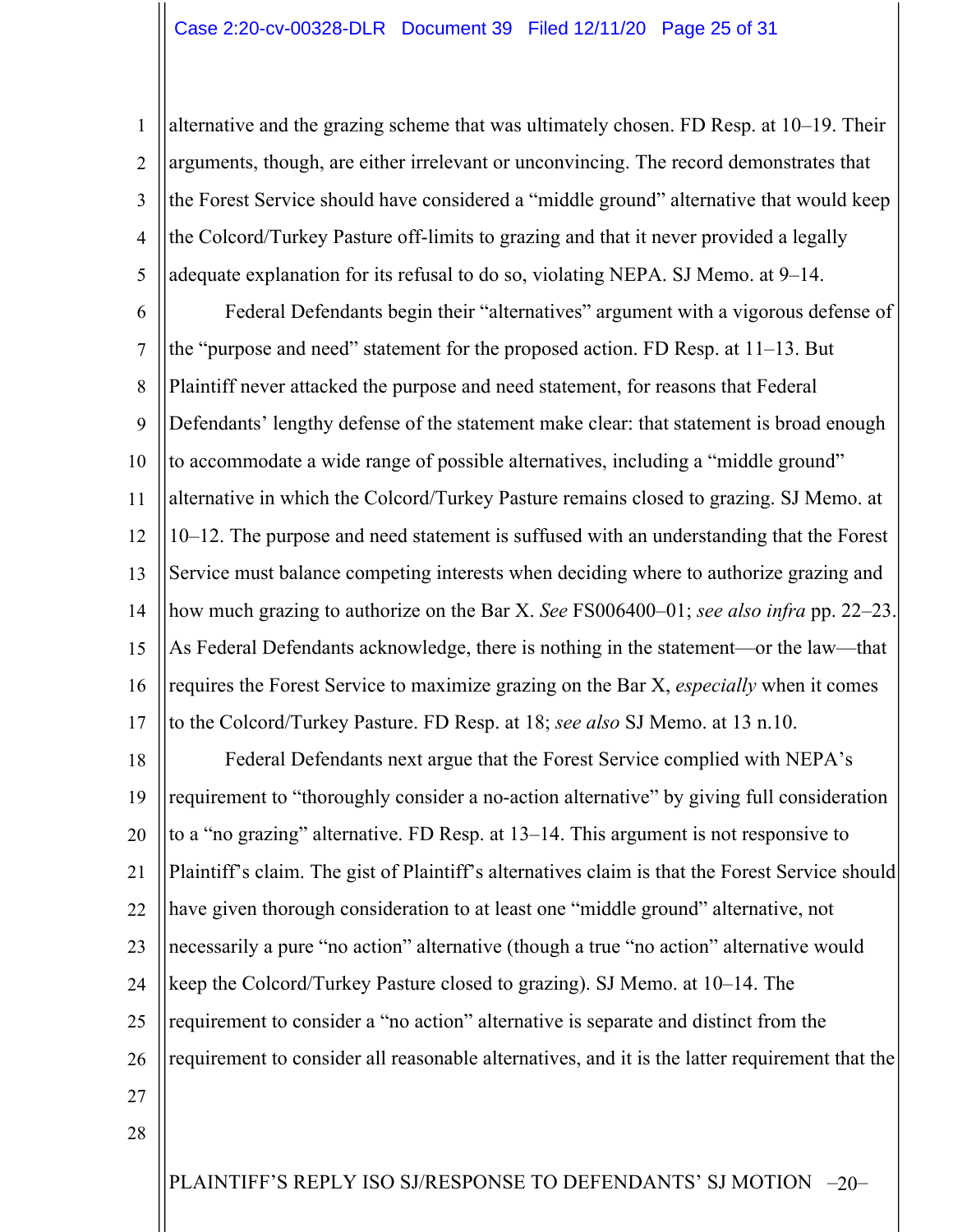alternative and the grazing scheme that was ultimately chosen. FD Resp. at 10–19. Their arguments, though, are either irrelevant or unconvincing. The record demonstrates that the Forest Service should have considered a "middle ground" alternative that would keep the Colcord/Turkey Pasture off-limits to grazing and that it never provided a legally adequate explanation for its refusal to do so, violating NEPA. SJ Memo. at 9–14.

Federal Defendants begin their "alternatives" argument with a vigorous defense of the "purpose and need" statement for the proposed action. FD Resp. at 11–13. But Plaintiff never attacked the purpose and need statement, for reasons that Federal Defendants' lengthy defense of the statement make clear: that statement is broad enough to accommodate a wide range of possible alternatives, including a "middle ground" alternative in which the Colcord/Turkey Pasture remains closed to grazing. SJ Memo. at 10–12. The purpose and need statement is suffused with an understanding that the Forest Service must balance competing interests when deciding where to authorize grazing and how much grazing to authorize on the Bar X. *See* FS006400–01; *see also infra* pp. 22–23. As Federal Defendants acknowledge, there is nothing in the statement—or the law—that requires the Forest Service to maximize grazing on the Bar X, *especially* when it comes to the Colcord/Turkey Pasture. FD Resp. at 18; *see also* SJ Memo. at 13 n.10.

Federal Defendants next argue that the Forest Service complied with NEPA's requirement to "thoroughly consider a no-action alternative" by giving full consideration to a "no grazing" alternative. FD Resp. at 13–14. This argument is not responsive to Plaintiff's claim. The gist of Plaintiff's alternatives claim is that the Forest Service should have given thorough consideration to at least one "middle ground" alternative, not necessarily a pure "no action" alternative (though a true "no action" alternative would keep the Colcord/Turkey Pasture closed to grazing). SJ Memo. at 10–14. The requirement to consider a "no action" alternative is separate and distinct from the requirement to consider all reasonable alternatives, and it is the latter requirement that the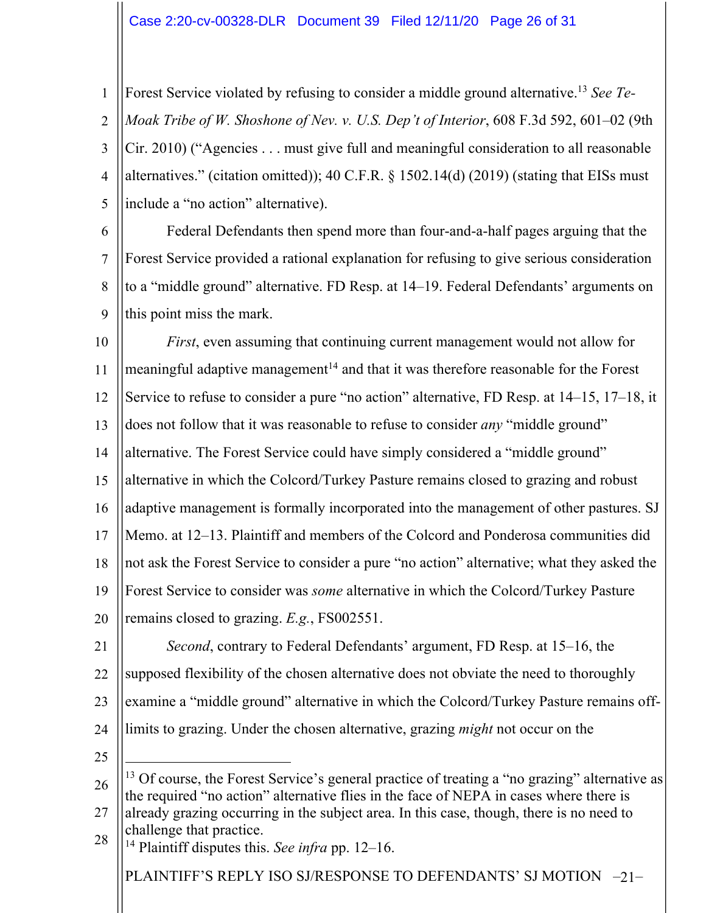Forest Service violated by refusing to consider a middle ground alternative.[13] *See Te-Moak Tribe of W. Shoshone of Nev. v. U.S. Dep't of Interior*, 608 F.3d 592, 601–02 (9th Cir. 2010) ("Agencies . . . must give full and meaningful consideration to all reasonable alternatives." (citation omitted)); 40 C.F.R. § 1502.14(d) (2019) (stating that EISs must include a "no action" alternative).

Federal Defendants then spend more than four-and-a-half pages arguing that the Forest Service provided a rational explanation for refusing to give serious consideration to a "middle ground" alternative. FD Resp. at 14–19. Federal Defendants' arguments on this point miss the mark.

*First*, even assuming that continuing current management would not allow for meaningful adaptive management[14] and that it was therefore reasonable for the Forest Service to refuse to consider a pure "no action" alternative, FD Resp. at 14–15, 17–18, it does not follow that it was reasonable to refuse to consider *any* "middle ground" alternative. The Forest Service could have simply considered a "middle ground" alternative in which the Colcord/Turkey Pasture remains closed to grazing and robust adaptive management is formally incorporated into the management of other pastures. SJ Memo. at 12–13. Plaintiff and members of the Colcord and Ponderosa communities did not ask the Forest Service to consider a pure "no action" alternative; what they asked the Forest Service to consider was *some* alternative in which the Colcord/Turkey Pasture remains closed to grazing. *E.g.*, FS002551.

*Second*, contrary to Federal Defendants' argument, FD Resp. at 15–16, the supposed flexibility of the chosen alternative does not obviate the need to thoroughly examine a "middle ground" alternative in which the Colcord/Turkey Pasture remains off-limits to grazing. Under the chosen alternative, grazing *might* not occur on the

---

[13] Of course, the Forest Service's general practice of treating a "no grazing" alternative as the required "no action" alternative flies in the face of NEPA in cases where there is already grazing occurring in the subject area. In this case, though, there is no need to challenge that practice.

[14] Plaintiff disputes this. *See infra* pp. 12–16.

PLAINTIFF'S REPLY ISO SJ/RESPONSE TO DEFENDANTS' SJ MOTION –21–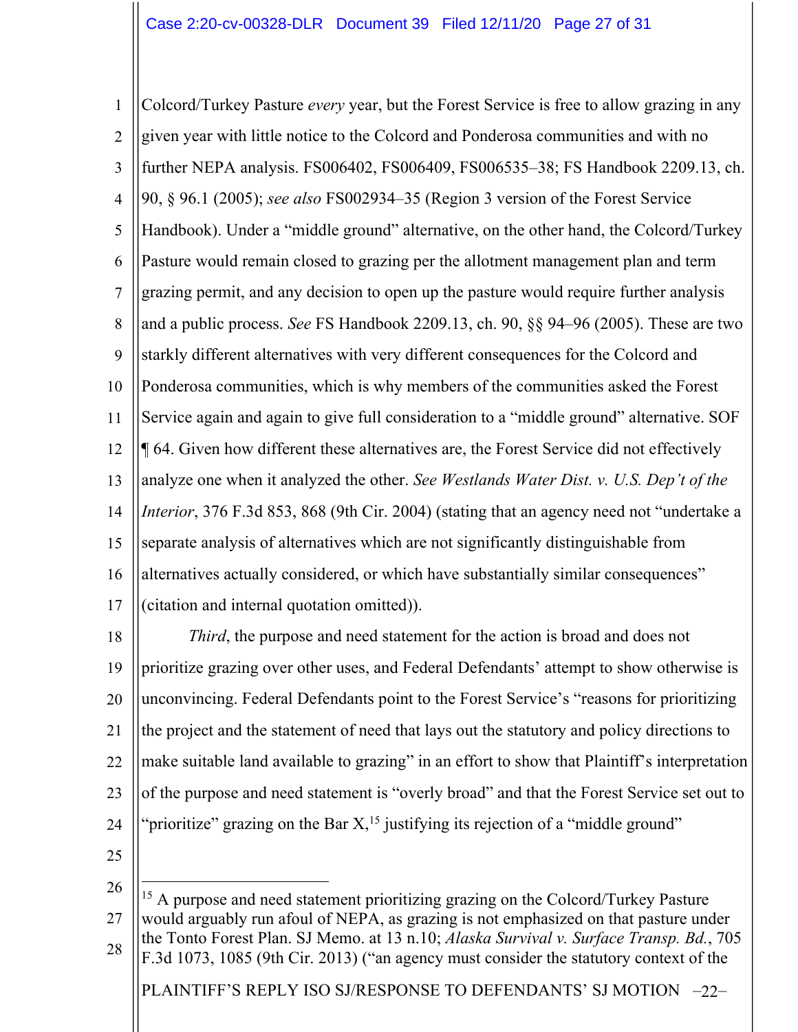Colcord/Turkey Pasture *every* year, but the Forest Service is free to allow grazing in any given year with little notice to the Colcord and Ponderosa communities and with no further NEPA analysis. FS006402, FS006409, FS006535–38; FS Handbook 2209.13, ch. 90, § 96.1 (2005); *see also* FS002934–35 (Region 3 version of the Forest Service Handbook). Under a "middle ground" alternative, on the other hand, the Colcord/Turkey Pasture would remain closed to grazing per the allotment management plan and term grazing permit, and any decision to open up the pasture would require further analysis and a public process. *See* FS Handbook 2209.13, ch. 90, §§ 94–96 (2005). These are two starkly different alternatives with very different consequences for the Colcord and Ponderosa communities, which is why members of the communities asked the Forest Service again and again to give full consideration to a "middle ground" alternative. SOF ¶ 64. Given how different these alternatives are, the Forest Service did not effectively analyze one when it analyzed the other. *See Westlands Water Dist. v. U.S. Dep't of the Interior*, 376 F.3d 853, 868 (9th Cir. 2004) (stating that an agency need not "undertake a separate analysis of alternatives which are not significantly distinguishable from alternatives actually considered, or which have substantially similar consequences" (citation and internal quotation omitted)).

*Third*, the purpose and need statement for the action is broad and does not prioritize grazing over other uses, and Federal Defendants' attempt to show otherwise is unconvincing. Federal Defendants point to the Forest Service's "reasons for prioritizing the project and the statement of need that lays out the statutory and policy directions to make suitable land available to grazing" in an effort to show that Plaintiff's interpretation of the purpose and need statement is "overly broad" and that the Forest Service set out to "prioritize" grazing on the Bar X,[15] justifying its rejection of a "middle ground"

---

[15] A purpose and need statement prioritizing grazing on the Colcord/Turkey Pasture would arguably run afoul of NEPA, as grazing is not emphasized on that pasture under the Tonto Forest Plan. SJ Memo. at 13 n.10; *Alaska Survival v. Surface Transp. Bd.*, 705 F.3d 1073, 1085 (9th Cir. 2013) ("an agency must consider the statutory context of the

PLAINTIFF'S REPLY ISO SJ/RESPONSE TO DEFENDANTS' SJ MOTION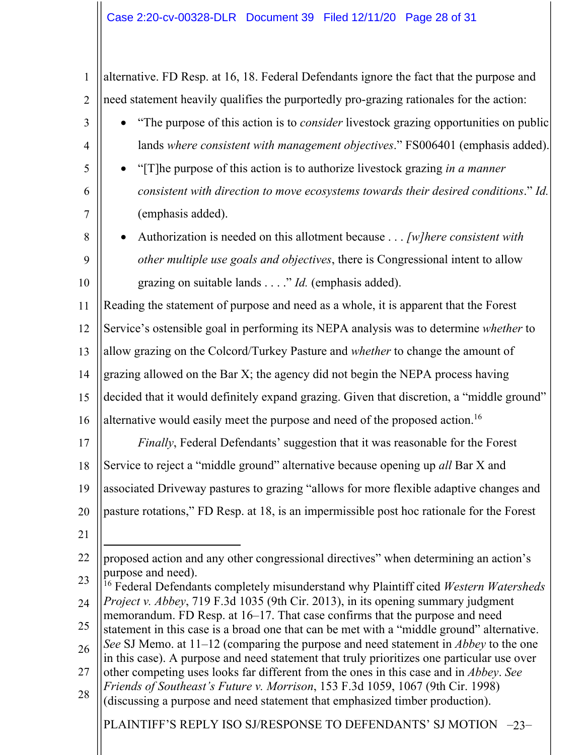alternative. FD Resp. at 16, 18. Federal Defendants ignore the fact that the purpose and need statement heavily qualifies the purportedly pro-grazing rationales for the action:

- "The purpose of this action is to *consider* livestock grazing opportunities on public lands *where consistent with management objectives*." FS006401 (emphasis added).
- "[T]he purpose of this action is to authorize livestock grazing *in a manner consistent with direction to move ecosystems towards their desired conditions*." *Id.* (emphasis added).
- Authorization is needed on this allotment because . . . *[w]here consistent with other multiple use goals and objectives*, there is Congressional intent to allow grazing on suitable lands . . . ." *Id.* (emphasis added).

Reading the statement of purpose and need as a whole, it is apparent that the Forest Service's ostensible goal in performing its NEPA analysis was to determine *whether* to allow grazing on the Colcord/Turkey Pasture and *whether* to change the amount of grazing allowed on the Bar X; the agency did not begin the NEPA process having decided that it would definitely expand grazing. Given that discretion, a "middle ground" alternative would easily meet the purpose and need of the proposed action.[16]

*Finally*, Federal Defendants' suggestion that it was reasonable for the Forest Service to reject a "middle ground" alternative because opening up *all* Bar X and associated Driveway pastures to grazing "allows for more flexible adaptive changes and pasture rotations," FD Resp. at 18, is an impermissible post hoc rationale for the Forest

---

proposed action and any other congressional directives" when determining an action's purpose and need).

[16] Federal Defendants completely misunderstand why Plaintiff cited *Western Watersheds Project v. Abbey*, 719 F.3d 1035 (9th Cir. 2013), in its opening summary judgment memorandum. FD Resp. at 16–17. That case confirms that the purpose and need statement in this case is a broad one that can be met with a "middle ground" alternative. *See* SJ Memo. at 11–12 (comparing the purpose and need statement in *Abbey* to the one in this case). A purpose and need statement that truly prioritizes one particular use over other competing uses looks far different from the ones in this case and in *Abbey*. *See Friends of Southeast's Future v. Morrison*, 153 F.3d 1059, 1067 (9th Cir. 1998) (discussing a purpose and need statement that emphasized timber production).

PLAINTIFF'S REPLY ISO SJ/RESPONSE TO DEFENDANTS' SJ MOTION –23–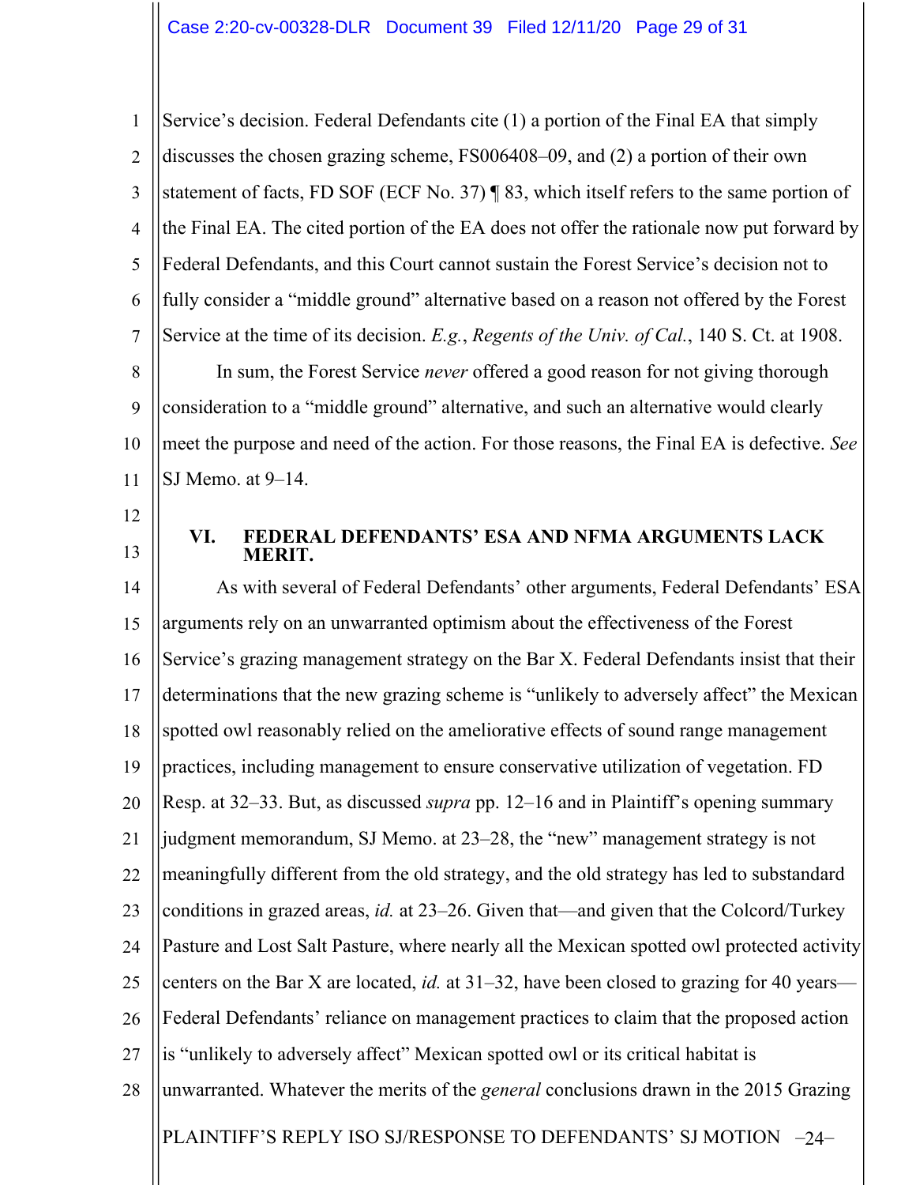Service's decision. Federal Defendants cite (1) a portion of the Final EA that simply discusses the chosen grazing scheme, FS006408–09, and (2) a portion of their own statement of facts, FD SOF (ECF No. 37) ¶ 83, which itself refers to the same portion of the Final EA. The cited portion of the EA does not offer the rationale now put forward by Federal Defendants, and this Court cannot sustain the Forest Service's decision not to fully consider a "middle ground" alternative based on a reason not offered by the Forest Service at the time of its decision. *E.g.*, *Regents of the Univ. of Cal.*, 140 S. Ct. at 1908.

In sum, the Forest Service *never* offered a good reason for not giving thorough consideration to a "middle ground" alternative, and such an alternative would clearly meet the purpose and need of the action. For those reasons, the Final EA is defective. *See* SJ Memo. at 9–14.

## VI. FEDERAL DEFENDANTS' ESA AND NFMA ARGUMENTS LACK MERIT.

As with several of Federal Defendants' other arguments, Federal Defendants' ESA arguments rely on an unwarranted optimism about the effectiveness of the Forest Service's grazing management strategy on the Bar X. Federal Defendants insist that their determinations that the new grazing scheme is "unlikely to adversely affect" the Mexican spotted owl reasonably relied on the ameliorative effects of sound range management practices, including management to ensure conservative utilization of vegetation. FD Resp. at 32–33. But, as discussed *supra* pp. 12–16 and in Plaintiff's opening summary judgment memorandum, SJ Memo. at 23–28, the "new" management strategy is not meaningfully different from the old strategy, and the old strategy has led to substandard conditions in grazed areas, *id.* at 23–26. Given that—and given that the Colcord/Turkey Pasture and Lost Salt Pasture, where nearly all the Mexican spotted owl protected activity centers on the Bar X are located, *id.* at 31–32, have been closed to grazing for 40 years—Federal Defendants' reliance on management practices to claim that the proposed action is "unlikely to adversely affect" Mexican spotted owl or its critical habitat is unwarranted. Whatever the merits of the *general* conclusions drawn in the 2015 Grazing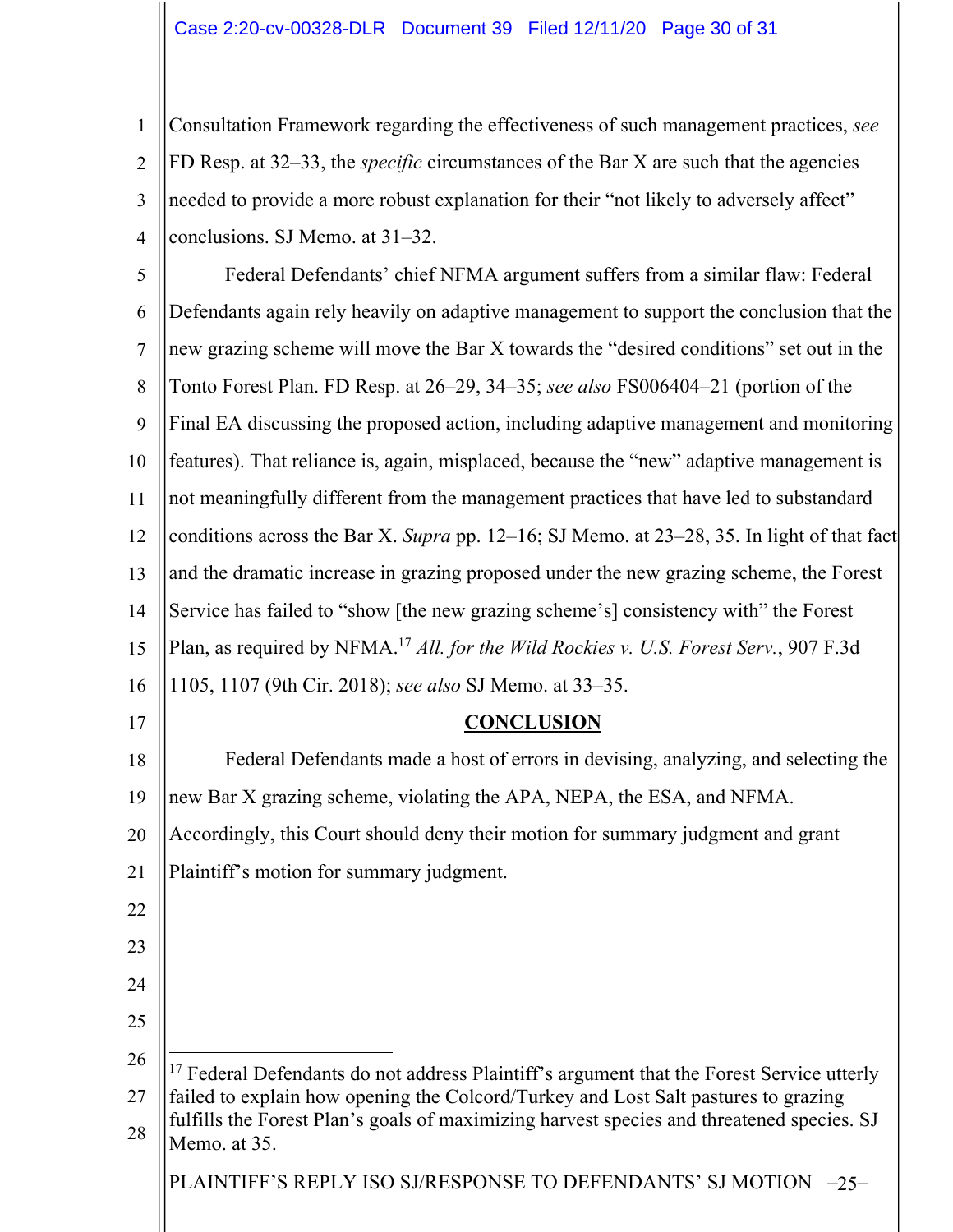Consultation Framework regarding the effectiveness of such management practices, *see* FD Resp. at 32–33, the *specific* circumstances of the Bar X are such that the agencies needed to provide a more robust explanation for their "not likely to adversely affect" conclusions. SJ Memo. at 31–32.

Federal Defendants' chief NFMA argument suffers from a similar flaw: Federal Defendants again rely heavily on adaptive management to support the conclusion that the new grazing scheme will move the Bar X towards the "desired conditions" set out in the Tonto Forest Plan. FD Resp. at 26–29, 34–35; *see also* FS006404–21 (portion of the Final EA discussing the proposed action, including adaptive management and monitoring features). That reliance is, again, misplaced, because the "new" adaptive management is not meaningfully different from the management practices that have led to substandard conditions across the Bar X. *Supra* pp. 12–16; SJ Memo. at 23–28, 35. In light of that fact and the dramatic increase in grazing proposed under the new grazing scheme, the Forest Service has failed to "show [the new grazing scheme's] consistency with" the Forest Plan, as required by NFMA.[17] *All. for the Wild Rockies v. U.S. Forest Serv.*, 907 F.3d 1105, 1107 (9th Cir. 2018); *see also* SJ Memo. at 33–35.

## CONCLUSION

Federal Defendants made a host of errors in devising, analyzing, and selecting the new Bar X grazing scheme, violating the APA, NEPA, the ESA, and NFMA. Accordingly, this Court should deny their motion for summary judgment and grant Plaintiff's motion for summary judgment.

---

[17] Federal Defendants do not address Plaintiff's argument that the Forest Service utterly failed to explain how opening the Colcord/Turkey and Lost Salt pastures to grazing fulfills the Forest Plan's goals of maximizing harvest species and threatened species. SJ Memo. at 35.

PLAINTIFF'S REPLY ISO SJ/RESPONSE TO DEFENDANTS' SJ MOTION –25–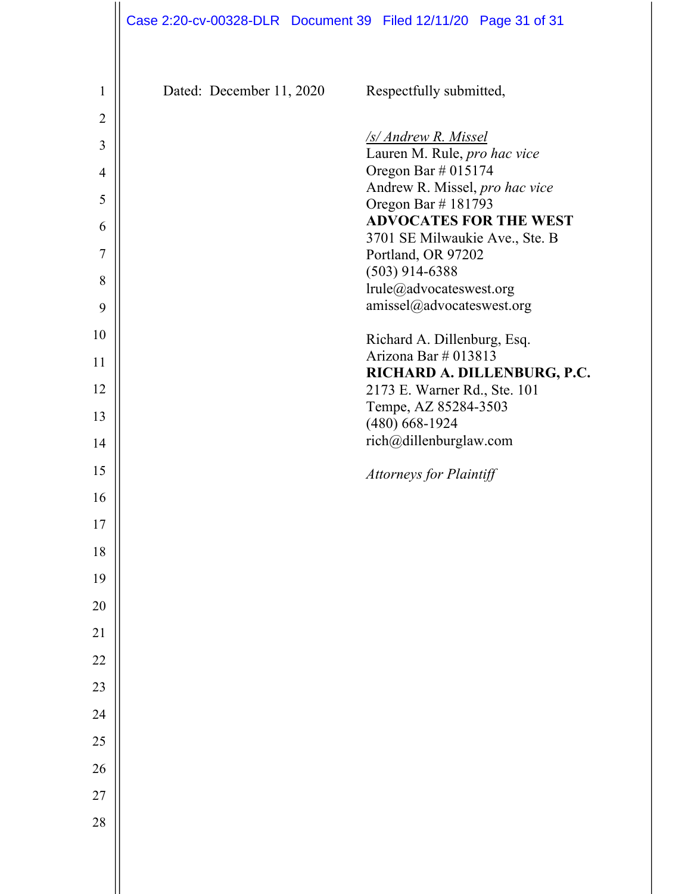Dated: December 11, 2020

Respectfully submitted,

*/s/ Andrew R. Missel*
Lauren M. Rule, *pro hac vice*
Oregon Bar # 015174
Andrew R. Missel, *pro hac vice*
Oregon Bar # 181793
**ADVOCATES FOR THE WEST**
3701 SE Milwaukie Ave., Ste. B
Portland, OR 97202
(503) 914-6388
lrule@advocateswest.org
amissel@advocateswest.org

Richard A. Dillenburg, Esq.
Arizona Bar # 013813
**RICHARD A. DILLENBURG, P.C.**
2173 E. Warner Rd., Ste. 101
Tempe, AZ 85284-3503
(480) 668-1924
rich@dillenburglaw.com

*Attorneys for Plaintiff*